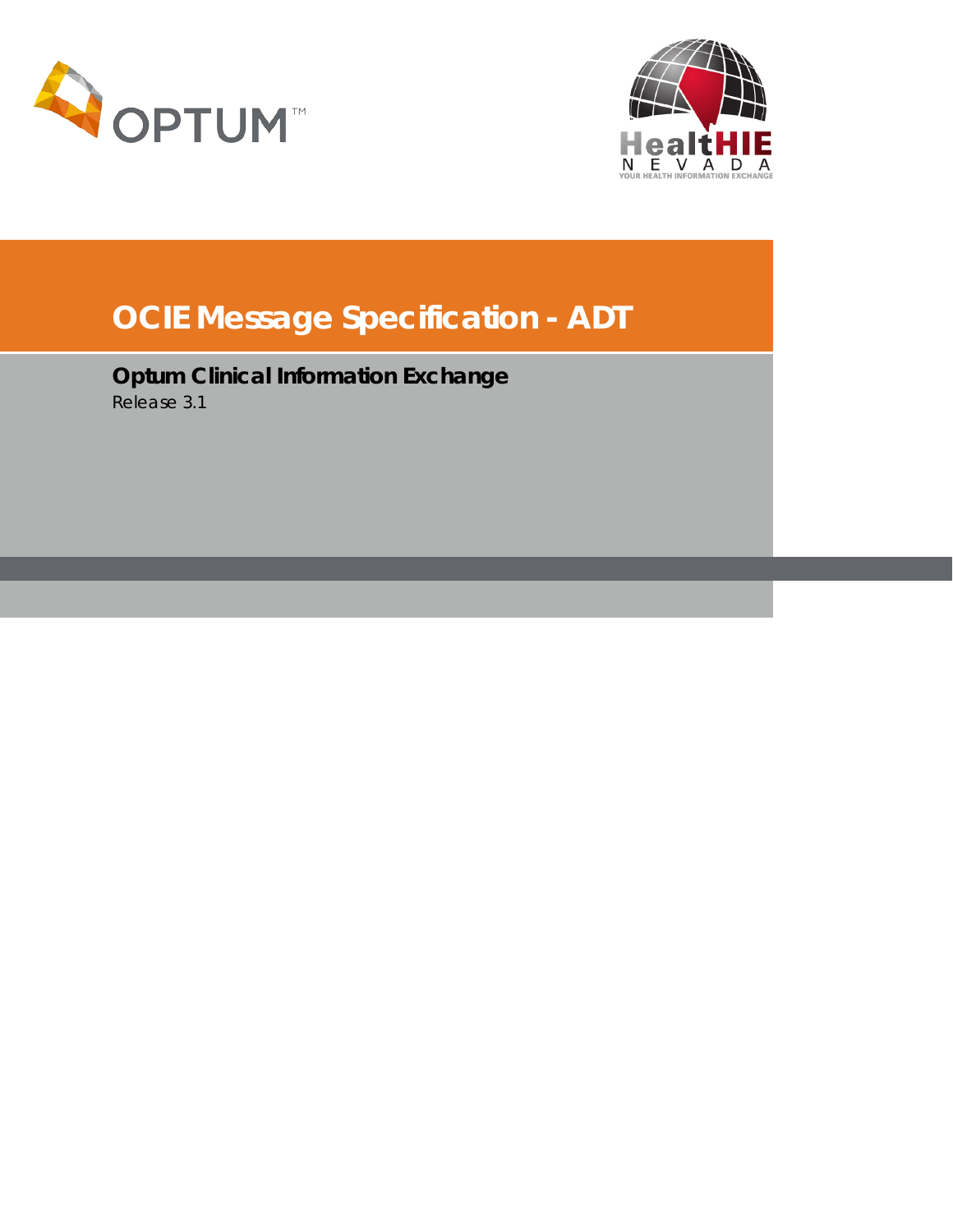# OCIE Message Specification - ADT

**Optum Clinical Information Exchange**

*Release 3.1*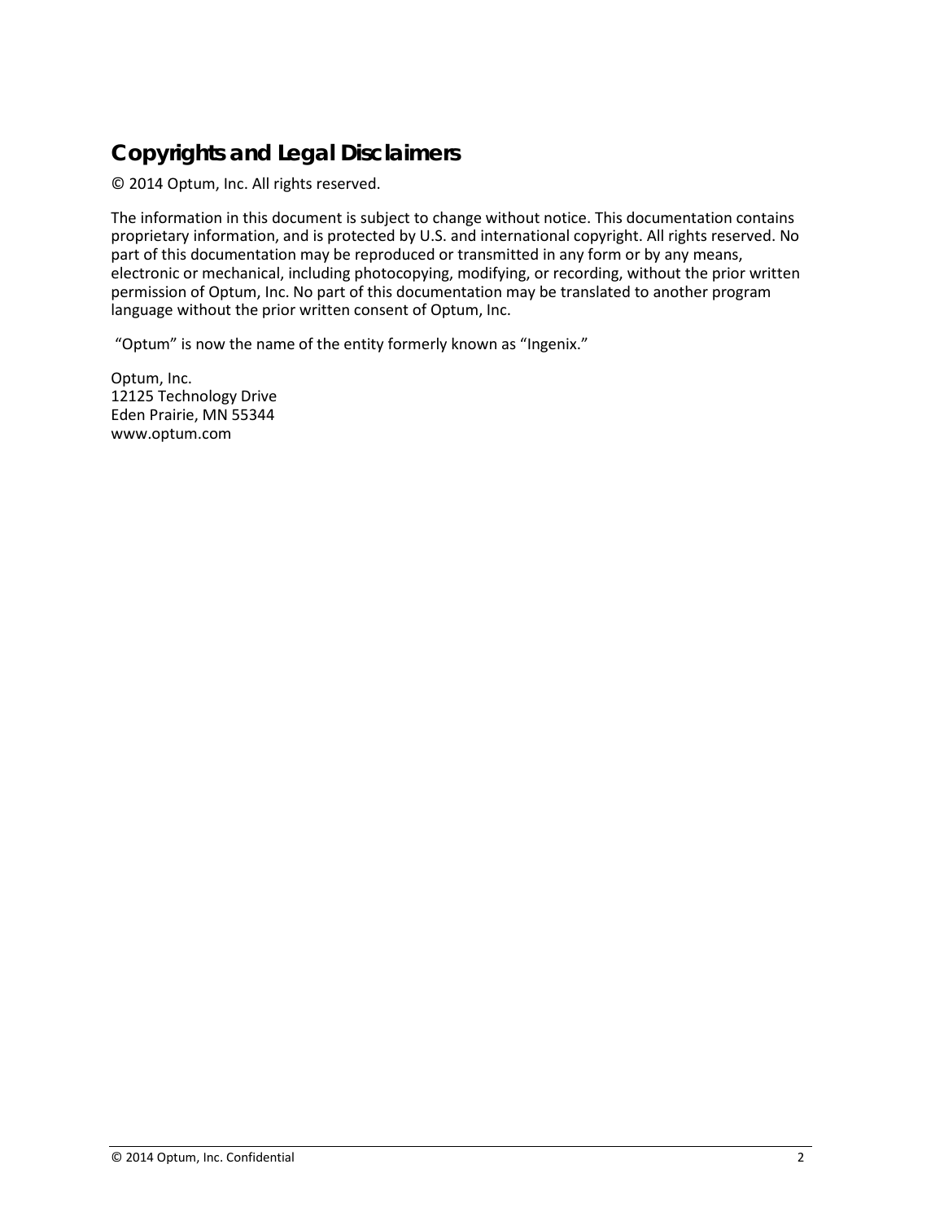## Copyrights and Legal Disclaimers

© 2014 Optum, Inc. All rights reserved.

The information in this document is subject to change without notice. This documentation contains proprietary information, and is protected by U.S. and international copyright. All rights reserved. No part of this documentation may be reproduced or transmitted in any form or by any means, electronic or mechanical, including photocopying, modifying, or recording, without the prior written permission of Optum, Inc. No part of this documentation may be translated to another program language without the prior written consent of Optum, Inc.

"Optum" is now the name of the entity formerly known as "Ingenix."

Optum, Inc.
12125 Technology Drive
Eden Prairie, MN 55344
www.optum.com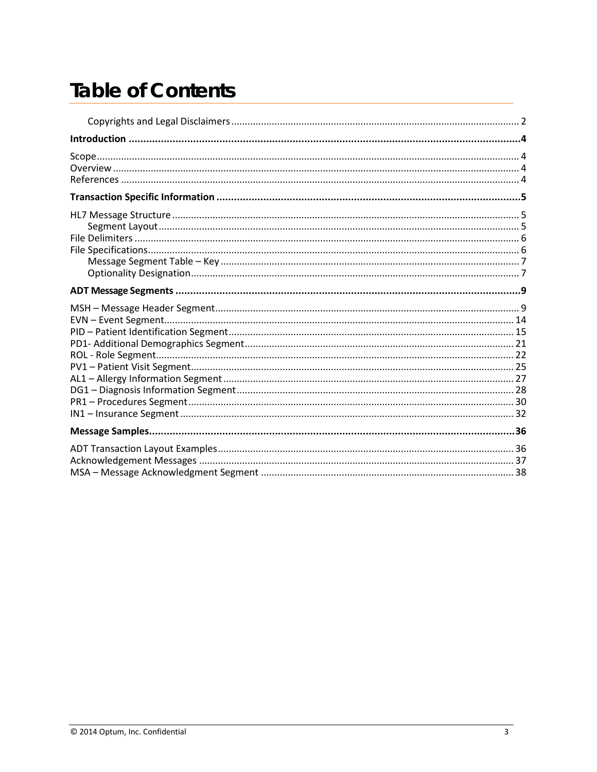# Table of Contents

- Copyrights and Legal Disclaimers ..... 2

**Introduction ..... 4**

- Scope ..... 4
- Overview ..... 4
- References ..... 4

**Transaction Specific Information ..... 5**

- HL7 Message Structure ..... 5
  - Segment Layout ..... 5
- File Delimiters ..... 6
- File Specifications ..... 6
  - Message Segment Table – Key ..... 7
  - Optionality Designation ..... 7

**ADT Message Segments ..... 9**

- MSH – Message Header Segment ..... 9
- EVN – Event Segment ..... 14
- PID – Patient Identification Segment ..... 15
- PD1- Additional Demographics Segment ..... 21
- ROL - Role Segment ..... 22
- PV1 – Patient Visit Segment ..... 25
- AL1 – Allergy Information Segment ..... 27
- DG1 – Diagnosis Information Segment ..... 28
- PR1 – Procedures Segment ..... 30
- IN1 – Insurance Segment ..... 32

**Message Samples ..... 36**

- ADT Transaction Layout Examples ..... 36
- Acknowledgement Messages ..... 37
- MSA – Message Acknowledgment Segment ..... 38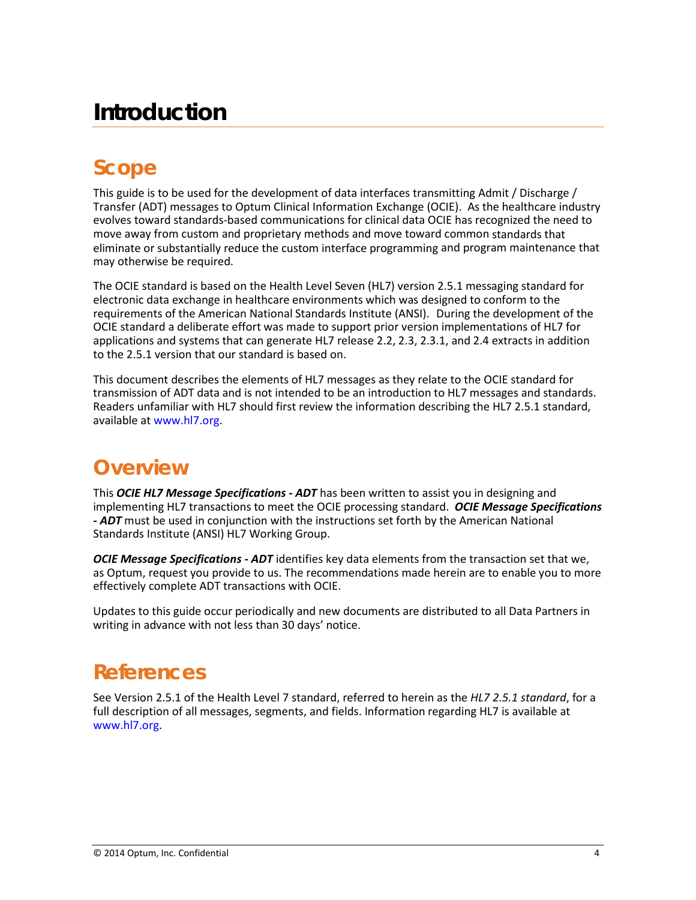# Introduction

## Scope

This guide is to be used for the development of data interfaces transmitting Admit / Discharge / Transfer (ADT) messages to Optum Clinical Information Exchange (OCIE). As the healthcare industry evolves toward standards-based communications for clinical data OCIE has recognized the need to move away from custom and proprietary methods and move toward common standards that eliminate or substantially reduce the custom interface programming and program maintenance that may otherwise be required.

The OCIE standard is based on the Health Level Seven (HL7) version 2.5.1 messaging standard for electronic data exchange in healthcare environments which was designed to conform to the requirements of the American National Standards Institute (ANSI). During the development of the OCIE standard a deliberate effort was made to support prior version implementations of HL7 for applications and systems that can generate HL7 release 2.2, 2.3, 2.3.1, and 2.4 extracts in addition to the 2.5.1 version that our standard is based on.

This document describes the elements of HL7 messages as they relate to the OCIE standard for transmission of ADT data and is not intended to be an introduction to HL7 messages and standards. Readers unfamiliar with HL7 should first review the information describing the HL7 2.5.1 standard, available at www.hl7.org.

## Overview

This ***OCIE HL7 Message Specifications - ADT*** has been written to assist you in designing and implementing HL7 transactions to meet the OCIE processing standard. ***OCIE Message Specifications - ADT*** must be used in conjunction with the instructions set forth by the American National Standards Institute (ANSI) HL7 Working Group.

***OCIE Message Specifications - ADT*** identifies key data elements from the transaction set that we, as Optum, request you provide to us. The recommendations made herein are to enable you to more effectively complete ADT transactions with OCIE.

Updates to this guide occur periodically and new documents are distributed to all Data Partners in writing in advance with not less than 30 days' notice.

## References

See Version 2.5.1 of the Health Level 7 standard, referred to herein as the *HL7 2.5.1 standard*, for a full description of all messages, segments, and fields. Information regarding HL7 is available at www.hl7.org.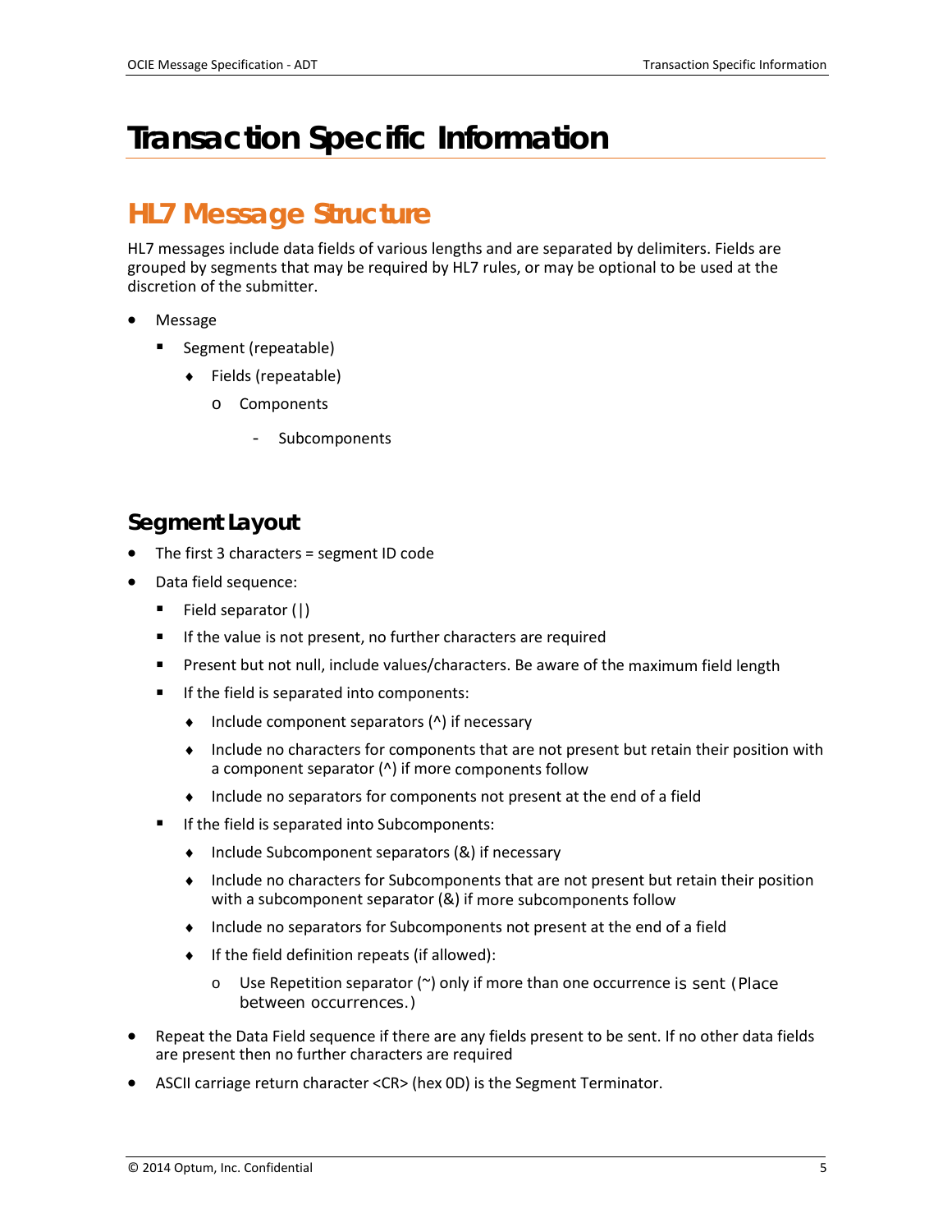# Transaction Specific Information

## HL7 Message Structure

HL7 messages include data fields of various lengths and are separated by delimiters. Fields are grouped by segments that may be required by HL7 rules, or may be optional to be used at the discretion of the submitter.

- Message
  - Segment (repeatable)
    - Fields (repeatable)
      - Components
        - Subcomponents

### Segment Layout

- The first 3 characters = segment ID code
- Data field sequence:
  - Field separator (|)
  - If the value is not present, no further characters are required
  - Present but not null, include values/characters. Be aware of the maximum field length
  - If the field is separated into components:
    - Include component separators (^) if necessary
    - Include no characters for components that are not present but retain their position with a component separator (^) if more components follow
    - Include no separators for components not present at the end of a field
  - If the field is separated into Subcomponents:
    - Include Subcomponent separators (&) if necessary
    - Include no characters for Subcomponents that are not present but retain their position with a subcomponent separator (&) if more subcomponents follow
    - Include no separators for Subcomponents not present at the end of a field
    - If the field definition repeats (if allowed):
      - Use Repetition separator (~) only if more than one occurrence is sent (Place between occurrences.)
- Repeat the Data Field sequence if there are any fields present to be sent. If no other data fields are present then no further characters are required
- ASCII carriage return character <CR> (hex 0D) is the Segment Terminator.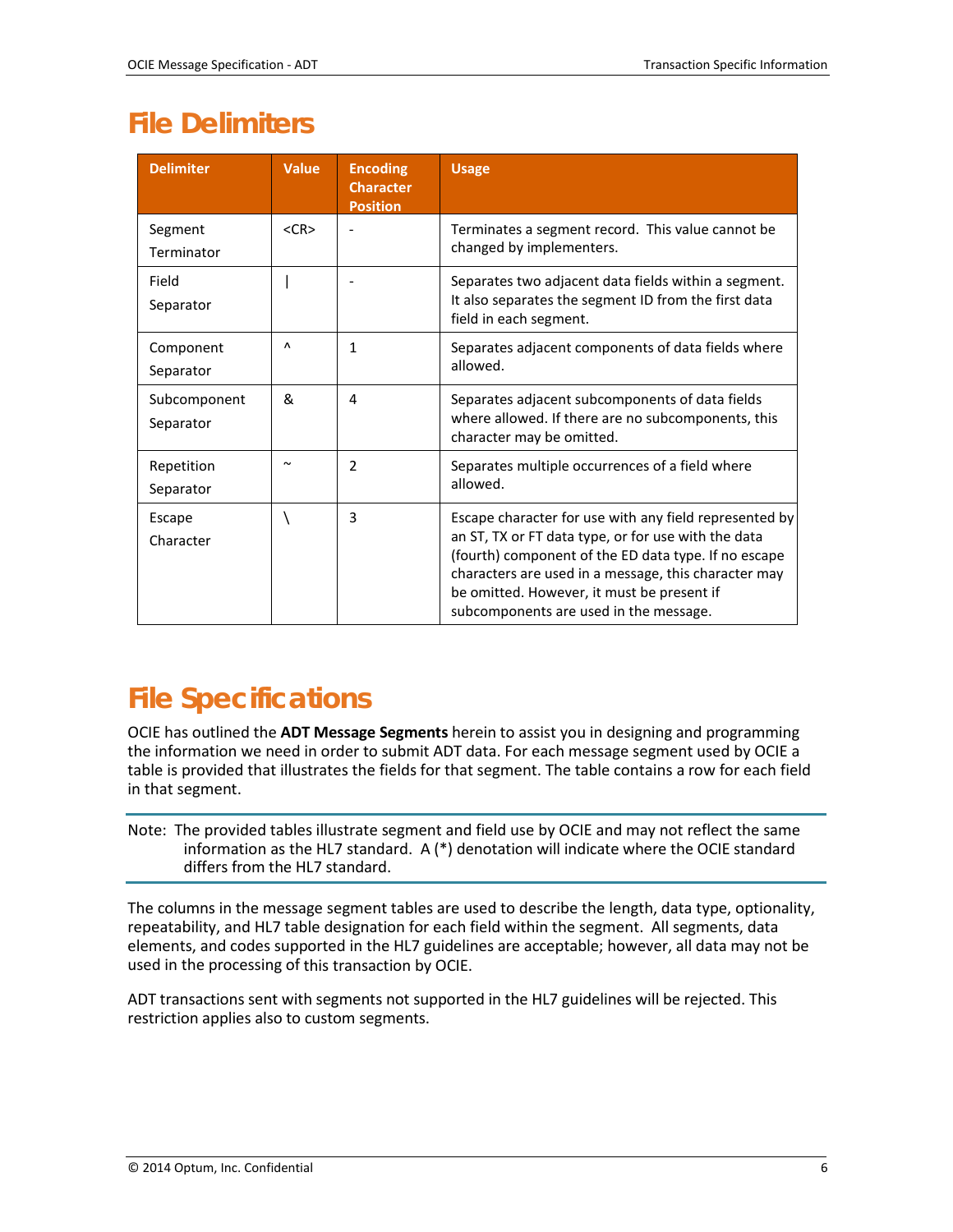# File Delimiters

| Delimiter | Value | Encoding Character Position | Usage |
|---|---|---|---|
| Segment Terminator | <CR> | - | Terminates a segment record. This value cannot be changed by implementers. |
| Field Separator | \| | - | Separates two adjacent data fields within a segment. It also separates the segment ID from the first data field in each segment. |
| Component Separator | ^ | 1 | Separates adjacent components of data fields where allowed. |
| Subcomponent Separator | & | 4 | Separates adjacent subcomponents of data fields where allowed. If there are no subcomponents, this character may be omitted. |
| Repetition Separator | ~ | 2 | Separates multiple occurrences of a field where allowed. |
| Escape Character | \ | 3 | Escape character for use with any field represented by an ST, TX or FT data type, or for use with the data (fourth) component of the ED data type. If no escape characters are used in a message, this character may be omitted. However, it must be present if subcomponents are used in the message. |

# File Specifications

OCIE has outlined the **ADT Message Segments** herein to assist you in designing and programming the information we need in order to submit ADT data. For each message segment used by OCIE a table is provided that illustrates the fields for that segment. The table contains a row for each field in that segment.

Note: The provided tables illustrate segment and field use by OCIE and may not reflect the same information as the HL7 standard. A (*) denotation will indicate where the OCIE standard differs from the HL7 standard.

The columns in the message segment tables are used to describe the length, data type, optionality, repeatability, and HL7 table designation for each field within the segment. All segments, data elements, and codes supported in the HL7 guidelines are acceptable; however, all data may not be used in the processing of this transaction by OCIE.

ADT transactions sent with segments not supported in the HL7 guidelines will be rejected. This restriction applies also to custom segments.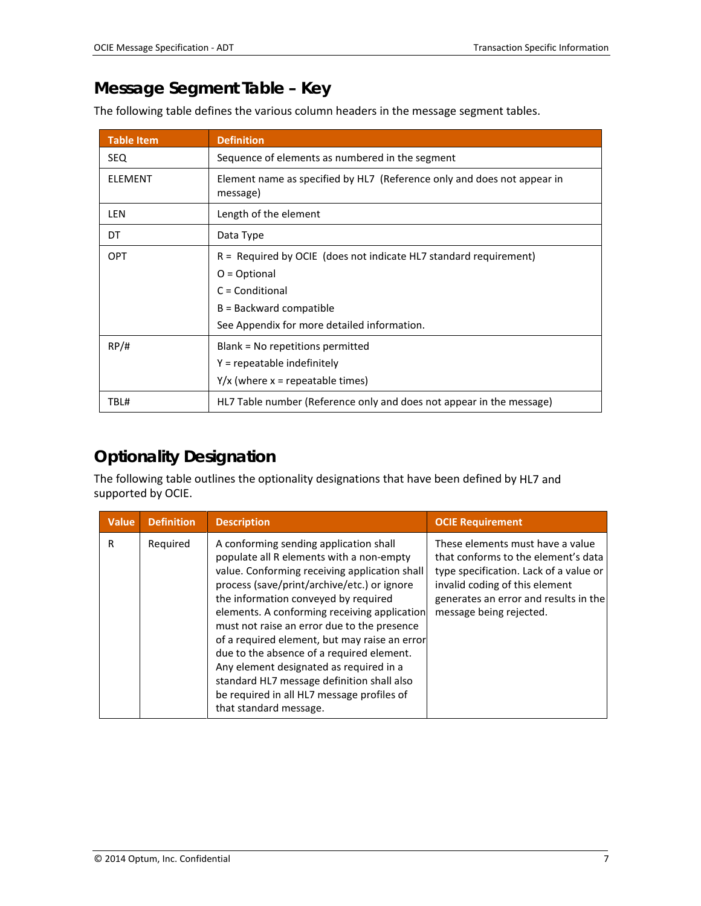## Message Segment Table – Key

The following table defines the various column headers in the message segment tables.

| Table Item | Definition |
|---|---|
| SEQ | Sequence of elements as numbered in the segment |
| ELEMENT | Element name as specified by HL7 (Reference only and does not appear in message) |
| LEN | Length of the element |
| DT | Data Type |
| OPT | R = Required by OCIE (does not indicate HL7 standard requirement)<br>O = Optional<br>C = Conditional<br>B = Backward compatible<br>See Appendix for more detailed information. |
| RP/# | Blank = No repetitions permitted<br>Y = repeatable indefinitely<br>Y/x (where x = repeatable times) |
| TBL# | HL7 Table number (Reference only and does not appear in the message) |

## Optionality Designation

The following table outlines the optionality designations that have been defined by HL7 and supported by OCIE.

| Value | Definition | Description | OCIE Requirement |
|---|---|---|---|
| R | Required | A conforming sending application shall populate all R elements with a non-empty value. Conforming receiving application shall process (save/print/archive/etc.) or ignore the information conveyed by required elements. A conforming receiving application must not raise an error due to the presence of a required element, but may raise an error due to the absence of a required element. Any element designated as required in a standard HL7 message definition shall also be required in all HL7 message profiles of that standard message. | These elements must have a value that conforms to the element's data type specification. Lack of a value or invalid coding of this element generates an error and results in the message being rejected. |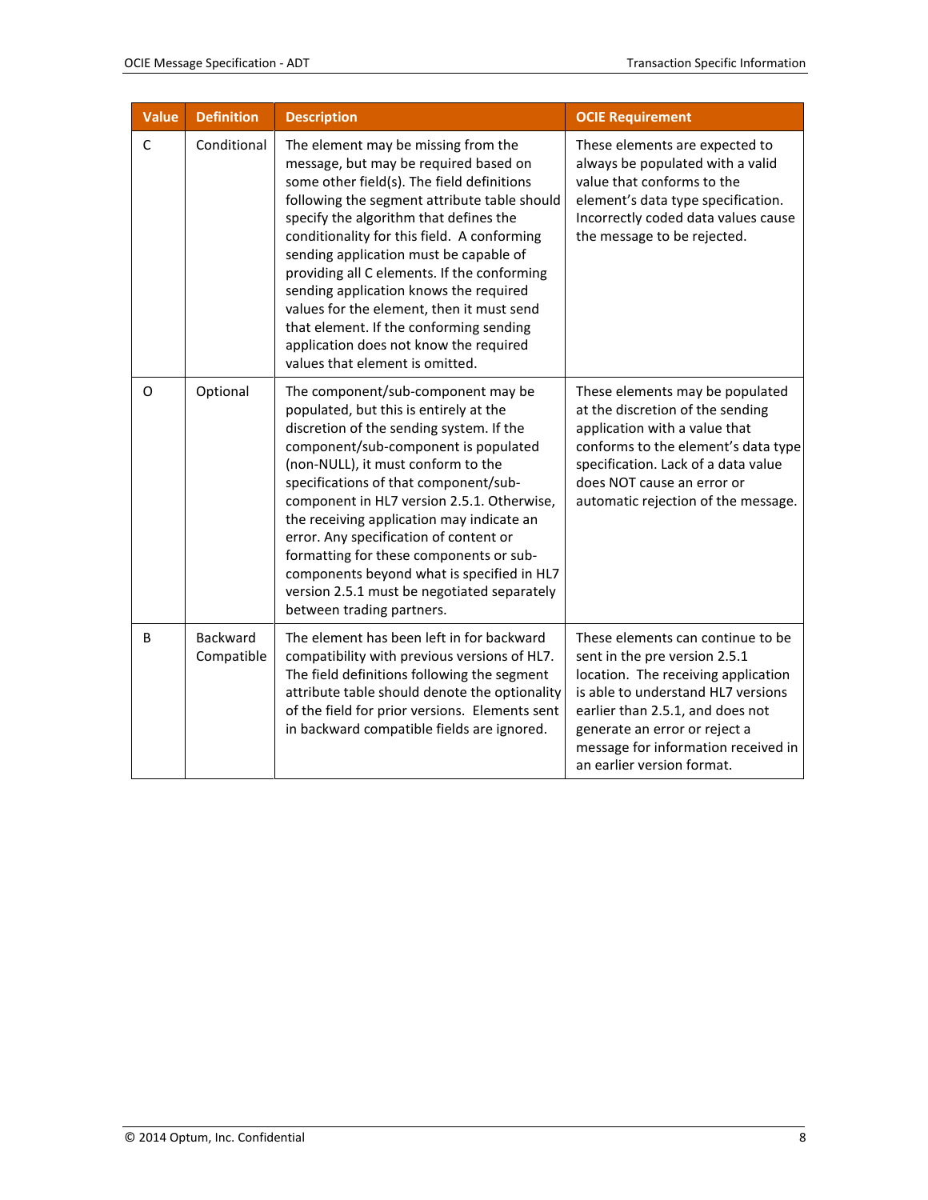| Value | Definition | Description | OCIE Requirement |
|---|---|---|---|
| C | Conditional | The element may be missing from the message, but may be required based on some other field(s). The field definitions following the segment attribute table should specify the algorithm that defines the conditionality for this field. A conforming sending application must be capable of providing all C elements. If the conforming sending application knows the required values for the element, then it must send that element. If the conforming sending application does not know the required values that element is omitted. | These elements are expected to always be populated with a valid value that conforms to the element's data type specification. Incorrectly coded data values cause the message to be rejected. |
| O | Optional | The component/sub-component may be populated, but this is entirely at the discretion of the sending system. If the component/sub-component is populated (non-NULL), it must conform to the specifications of that component/sub-component in HL7 version 2.5.1. Otherwise, the receiving application may indicate an error. Any specification of content or formatting for these components or sub-components beyond what is specified in HL7 version 2.5.1 must be negotiated separately between trading partners. | These elements may be populated at the discretion of the sending application with a value that conforms to the element's data type specification. Lack of a data value does NOT cause an error or automatic rejection of the message. |
| B | Backward Compatible | The element has been left in for backward compatibility with previous versions of HL7. The field definitions following the segment attribute table should denote the optionality of the field for prior versions. Elements sent in backward compatible fields are ignored. | These elements can continue to be sent in the pre version 2.5.1 location. The receiving application is able to understand HL7 versions earlier than 2.5.1, and does not generate an error or reject a message for information received in an earlier version format. |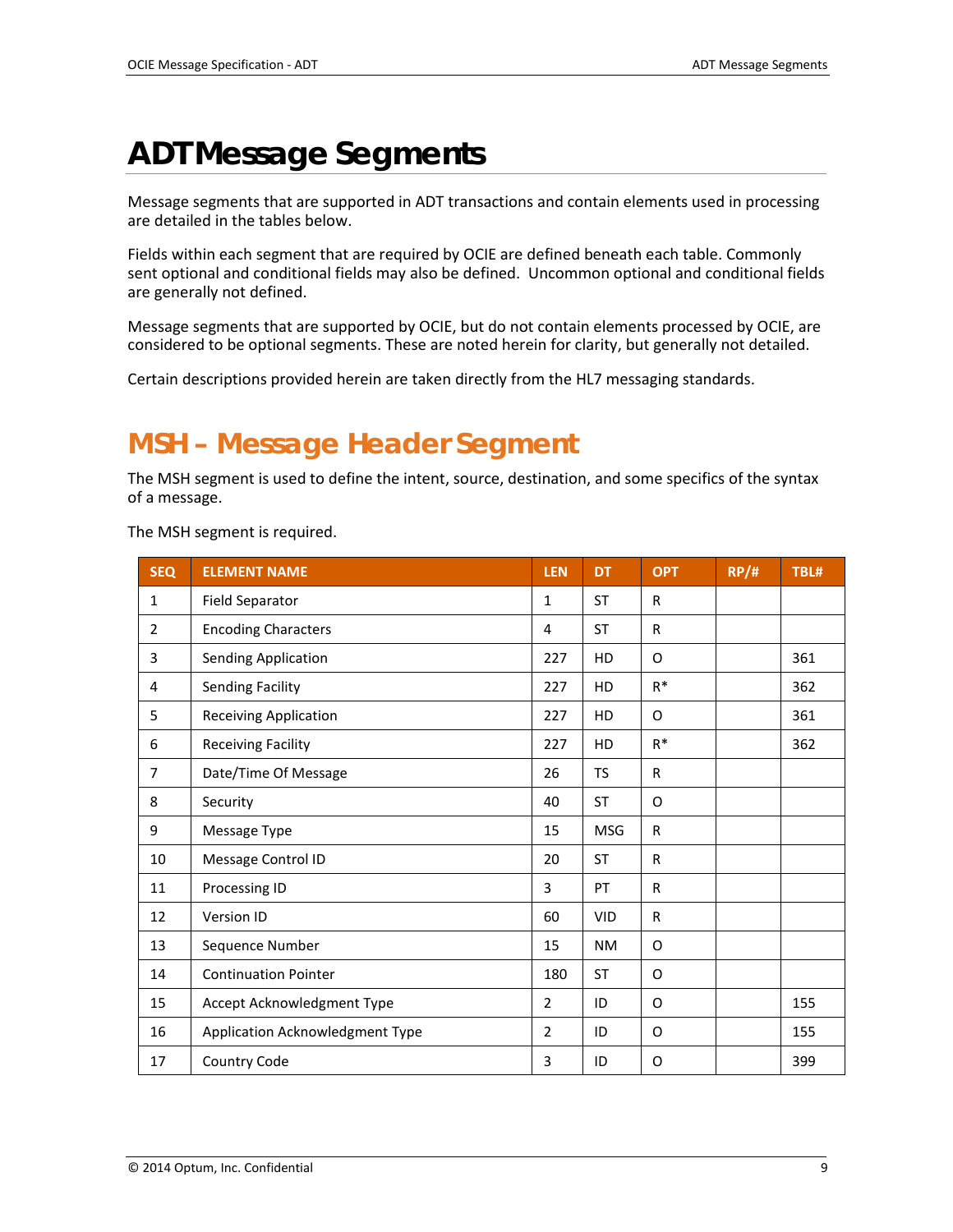# ADT Message Segments

Message segments that are supported in ADT transactions and contain elements used in processing are detailed in the tables below.

Fields within each segment that are required by OCIE are defined beneath each table. Commonly sent optional and conditional fields may also be defined. Uncommon optional and conditional fields are generally not defined.

Message segments that are supported by OCIE, but do not contain elements processed by OCIE, are considered to be optional segments. These are noted herein for clarity, but generally not detailed.

Certain descriptions provided herein are taken directly from the HL7 messaging standards.

## MSH – Message Header Segment

The MSH segment is used to define the intent, source, destination, and some specifics of the syntax of a message.

The MSH segment is required.

| SEQ | ELEMENT NAME | LEN | DT | OPT | RP/# | TBL# |
|---|---|---|---|---|---|---|
| 1 | Field Separator | 1 | ST | R | | |
| 2 | Encoding Characters | 4 | ST | R | | |
| 3 | Sending Application | 227 | HD | O | | 361 |
| 4 | Sending Facility | 227 | HD | R* | | 362 |
| 5 | Receiving Application | 227 | HD | O | | 361 |
| 6 | Receiving Facility | 227 | HD | R* | | 362 |
| 7 | Date/Time Of Message | 26 | TS | R | | |
| 8 | Security | 40 | ST | O | | |
| 9 | Message Type | 15 | MSG | R | | |
| 10 | Message Control ID | 20 | ST | R | | |
| 11 | Processing ID | 3 | PT | R | | |
| 12 | Version ID | 60 | VID | R | | |
| 13 | Sequence Number | 15 | NM | O | | |
| 14 | Continuation Pointer | 180 | ST | O | | |
| 15 | Accept Acknowledgment Type | 2 | ID | O | | 155 |
| 16 | Application Acknowledgment Type | 2 | ID | O | | 155 |
| 17 | Country Code | 3 | ID | O | | 399 |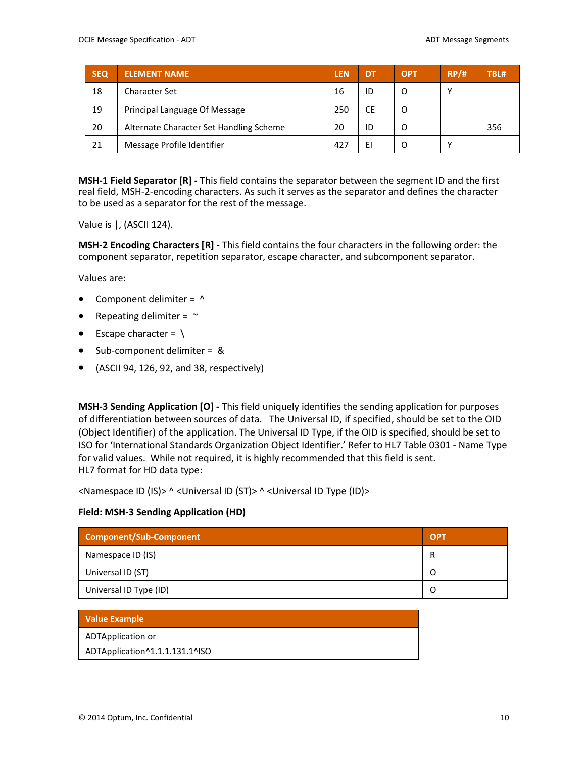| SEQ | ELEMENT NAME | LEN | DT | OPT | RP/# | TBL# |
| --- | --- | --- | --- | --- | --- | --- |
| 18 | Character Set | 16 | ID | O | Y | |
| 19 | Principal Language Of Message | 250 | CE | O | | |
| 20 | Alternate Character Set Handling Scheme | 20 | ID | O | | 356 |
| 21 | Message Profile Identifier | 427 | EI | O | Y | |

**MSH-1 Field Separator [R] -** This field contains the separator between the segment ID and the first real field, MSH-2-encoding characters. As such it serves as the separator and defines the character to be used as a separator for the rest of the message.

Value is |, (ASCII 124).

**MSH-2 Encoding Characters [R] -** This field contains the four characters in the following order: the component separator, repetition separator, escape character, and subcomponent separator.

Values are:

- Component delimiter = ^
- Repeating delimiter = ~
- Escape character = \
- Sub-component delimiter = &
- (ASCII 94, 126, 92, and 38, respectively)

**MSH-3 Sending Application [O] -** This field uniquely identifies the sending application for purposes of differentiation between sources of data. The Universal ID, if specified, should be set to the OID (Object Identifier) of the application. The Universal ID Type, if the OID is specified, should be set to ISO for 'International Standards Organization Object Identifier.' Refer to HL7 Table 0301 - Name Type for valid values. While not required, it is highly recommended that this field is sent.
HL7 format for HD data type:

<Namespace ID (IS)> ^ <Universal ID (ST)> ^ <Universal ID Type (ID)>

**Field: MSH-3 Sending Application (HD)**

| Component/Sub-Component | OPT |
| --- | --- |
| Namespace ID (IS) | R |
| Universal ID (ST) | O |
| Universal ID Type (ID) | O |

| Value Example |
| --- |
| ADTApplication or<br>ADTApplication^1.1.1.131.1^ISO |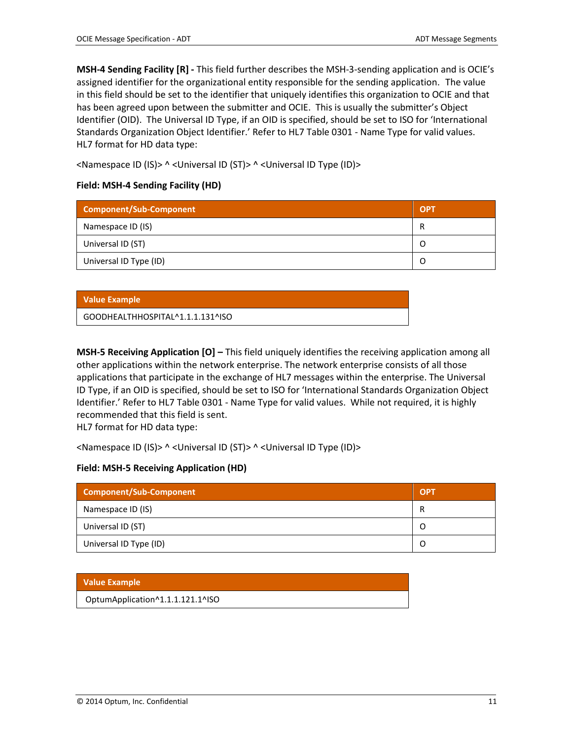**MSH-4 Sending Facility [R] -** This field further describes the MSH-3-sending application and is OCIE's assigned identifier for the organizational entity responsible for the sending application. The value in this field should be set to the identifier that uniquely identifies this organization to OCIE and that has been agreed upon between the submitter and OCIE. This is usually the submitter's Object Identifier (OID). The Universal ID Type, if an OID is specified, should be set to ISO for 'International Standards Organization Object Identifier.' Refer to HL7 Table 0301 - Name Type for valid values.
HL7 format for HD data type:

<Namespace ID (IS)> ^ <Universal ID (ST)> ^ <Universal ID Type (ID)>

**Field: MSH-4 Sending Facility (HD)**

| Component/Sub-Component | OPT |
|---|---|
| Namespace ID (IS) | R |
| Universal ID (ST) | O |
| Universal ID Type (ID) | O |

| Value Example |
|---|
| GOODHEALTHHOSPITAL^1.1.1.131^ISO |

**MSH-5 Receiving Application [O] –** This field uniquely identifies the receiving application among all other applications within the network enterprise. The network enterprise consists of all those applications that participate in the exchange of HL7 messages within the enterprise. The Universal ID Type, if an OID is specified, should be set to ISO for 'International Standards Organization Object Identifier.' Refer to HL7 Table 0301 - Name Type for valid values. While not required, it is highly recommended that this field is sent.
HL7 format for HD data type:

<Namespace ID (IS)> ^ <Universal ID (ST)> ^ <Universal ID Type (ID)>

**Field: MSH-5 Receiving Application (HD)**

| Component/Sub-Component | OPT |
|---|---|
| Namespace ID (IS) | R |
| Universal ID (ST) | O |
| Universal ID Type (ID) | O |

| Value Example |
|---|
| OptumApplication^1.1.1.121.1^ISO |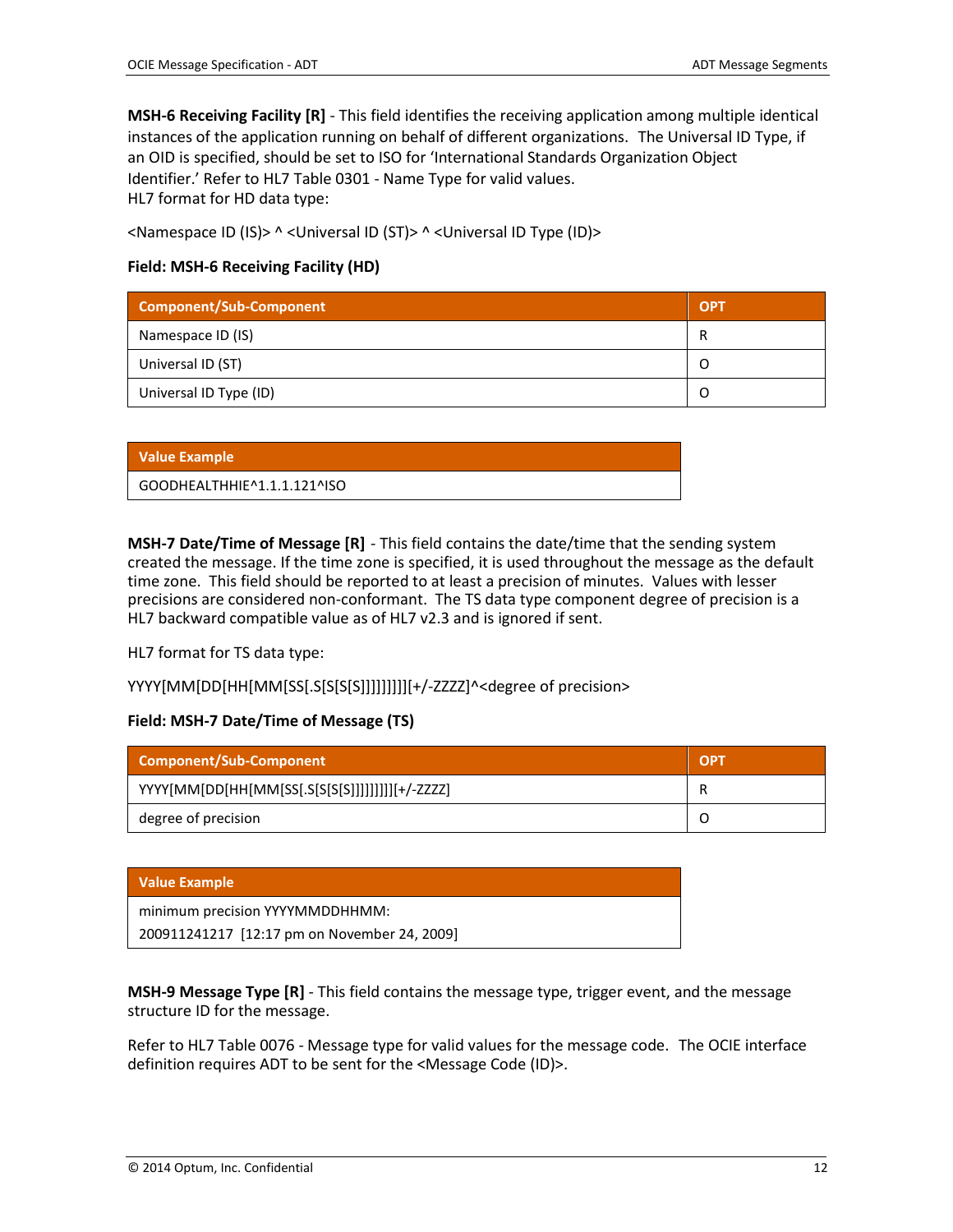**MSH-6 Receiving Facility [R]** - This field identifies the receiving application among multiple identical instances of the application running on behalf of different organizations. The Universal ID Type, if an OID is specified, should be set to ISO for 'International Standards Organization Object Identifier.' Refer to HL7 Table 0301 - Name Type for valid values.
HL7 format for HD data type:

<Namespace ID (IS)> ^ <Universal ID (ST)> ^ <Universal ID Type (ID)>

**Field: MSH-6 Receiving Facility (HD)**

| Component/Sub-Component | OPT |
|---|---|
| Namespace ID (IS) | R |
| Universal ID (ST) | O |
| Universal ID Type (ID) | O |

| Value Example |
|---|
| GOODHEALTHHIE^1.1.1.121^ISO |

**MSH-7 Date/Time of Message [R]** - This field contains the date/time that the sending system created the message. If the time zone is specified, it is used throughout the message as the default time zone. This field should be reported to at least a precision of minutes. Values with lesser precisions are considered non-conformant. The TS data type component degree of precision is a HL7 backward compatible value as of HL7 v2.3 and is ignored if sent.

HL7 format for TS data type:

YYYY[MM[DD[HH[MM[SS[.S[S[S[S]]]]]]]]][+/-ZZZZ]^<degree of precision>

**Field: MSH-7 Date/Time of Message (TS)**

| Component/Sub-Component | OPT |
|---|---|
| YYYY[MM[DD[HH[MM[SS[.S[S[S[S]]]]]]]]][+/-ZZZZ] | R |
| degree of precision | O |

| Value Example |
|---|
| minimum precision YYYYMMDDHHMM:<br>200911241217 [12:17 pm on November 24, 2009] |

**MSH-9 Message Type [R]** - This field contains the message type, trigger event, and the message structure ID for the message.

Refer to HL7 Table 0076 - Message type for valid values for the message code. The OCIE interface definition requires ADT to be sent for the <Message Code (ID)>.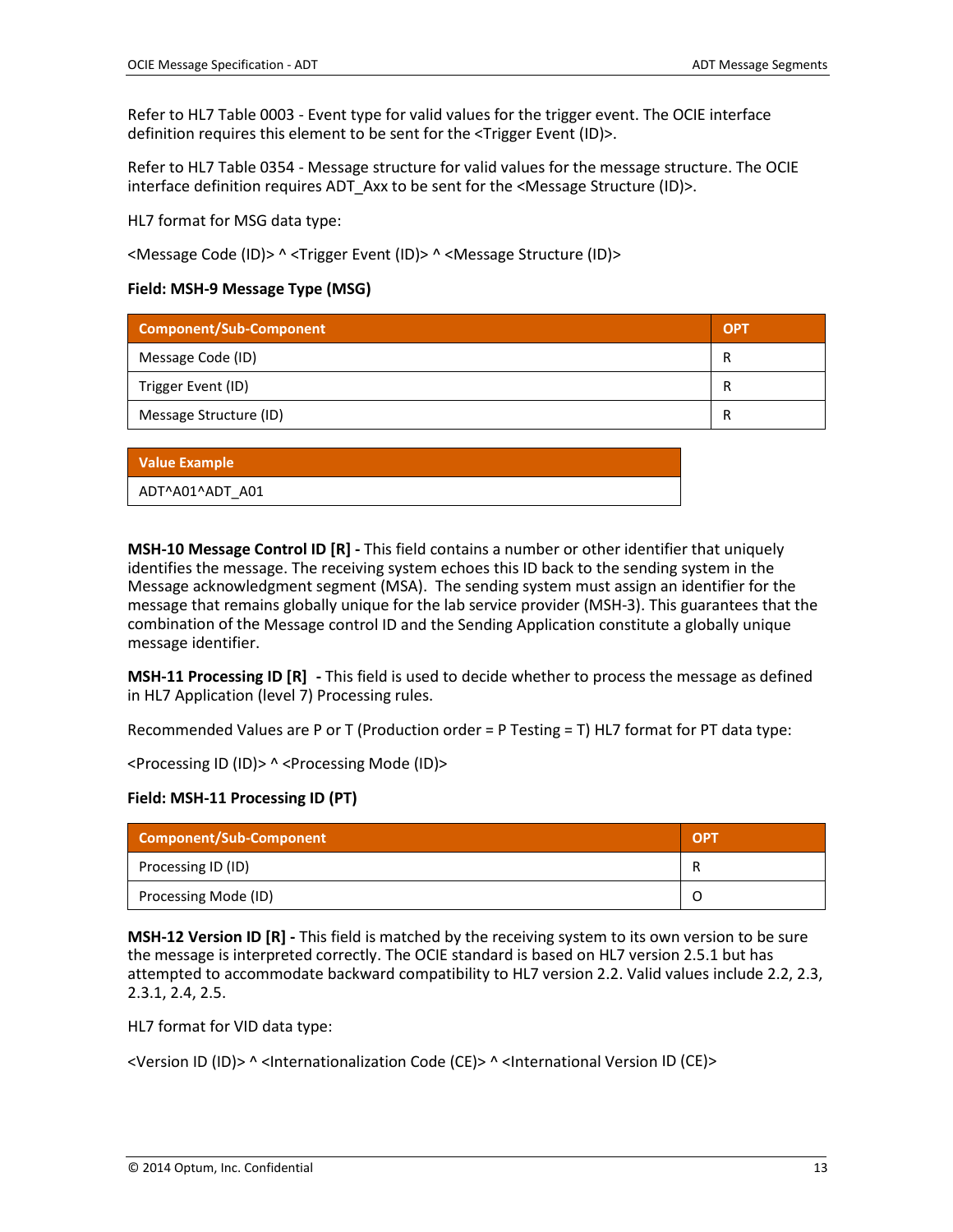Refer to HL7 Table 0003 - Event type for valid values for the trigger event. The OCIE interface definition requires this element to be sent for the <Trigger Event (ID)>.

Refer to HL7 Table 0354 - Message structure for valid values for the message structure. The OCIE interface definition requires ADT_Axx to be sent for the <Message Structure (ID)>.

HL7 format for MSG data type:

<Message Code (ID)> ^ <Trigger Event (ID)> ^ <Message Structure (ID)>

**Field: MSH-9 Message Type (MSG)**

| Component/Sub-Component | OPT |
|---|---|
| Message Code (ID) | R |
| Trigger Event (ID) | R |
| Message Structure (ID) | R |

| Value Example |
|---|
| ADT^A01^ADT_A01 |

**MSH-10 Message Control ID [R] -** This field contains a number or other identifier that uniquely identifies the message. The receiving system echoes this ID back to the sending system in the Message acknowledgment segment (MSA). The sending system must assign an identifier for the message that remains globally unique for the lab service provider (MSH-3). This guarantees that the combination of the Message control ID and the Sending Application constitute a globally unique message identifier.

**MSH-11 Processing ID [R] -** This field is used to decide whether to process the message as defined in HL7 Application (level 7) Processing rules.

Recommended Values are P or T (Production order = P Testing = T) HL7 format for PT data type:

<Processing ID (ID)> ^ <Processing Mode (ID)>

**Field: MSH-11 Processing ID (PT)**

| Component/Sub-Component | OPT |
|---|---|
| Processing ID (ID) | R |
| Processing Mode (ID) | O |

**MSH-12 Version ID [R] -** This field is matched by the receiving system to its own version to be sure the message is interpreted correctly. The OCIE standard is based on HL7 version 2.5.1 but has attempted to accommodate backward compatibility to HL7 version 2.2. Valid values include 2.2, 2.3, 2.3.1, 2.4, 2.5.

HL7 format for VID data type:

<Version ID (ID)> ^ <Internationalization Code (CE)> ^ <International Version ID (CE)>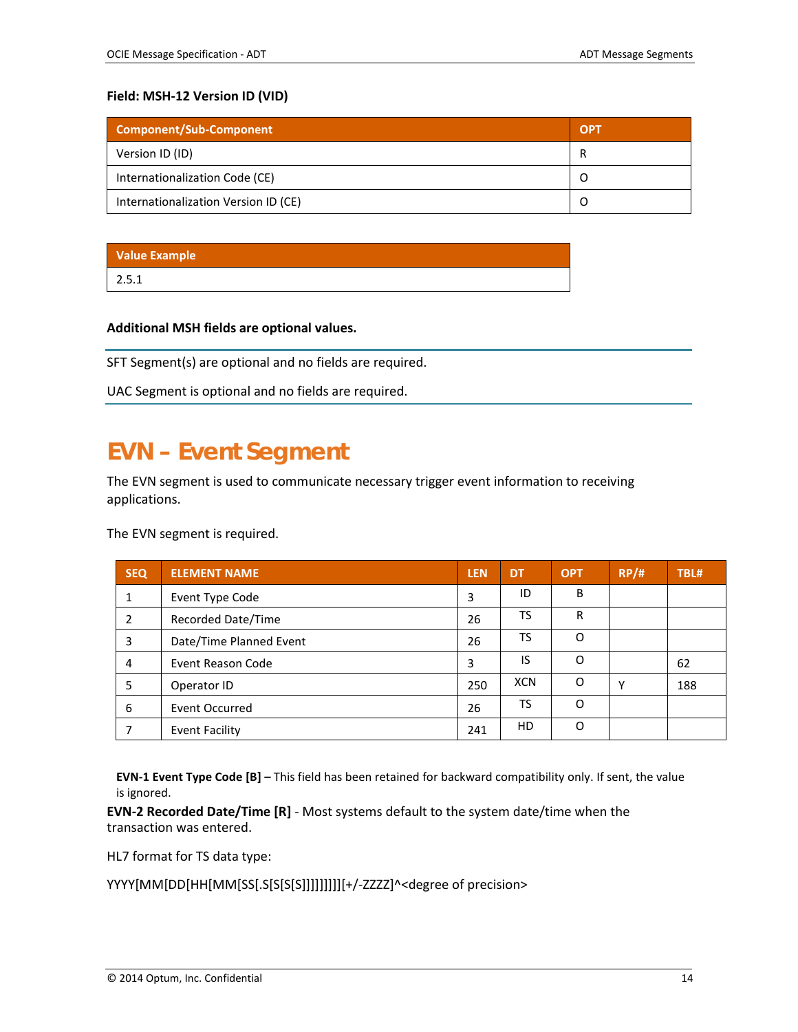**Field: MSH-12 Version ID (VID)**

| Component/Sub-Component | OPT |
|---|---|
| Version ID (ID) | R |
| Internationalization Code (CE) | O |
| Internationalization Version ID (CE) | O |

| Value Example |
|---|
| 2.5.1 |

**Additional MSH fields are optional values.**

SFT Segment(s) are optional and no fields are required.

UAC Segment is optional and no fields are required.

# EVN – Event Segment

The EVN segment is used to communicate necessary trigger event information to receiving applications.

The EVN segment is required.

| SEQ | ELEMENT NAME | LEN | DT | OPT | RP/# | TBL# |
|---|---|---|---|---|---|---|
| 1 | Event Type Code | 3 | ID | B | | |
| 2 | Recorded Date/Time | 26 | TS | R | | |
| 3 | Date/Time Planned Event | 26 | TS | O | | |
| 4 | Event Reason Code | 3 | IS | O | | 62 |
| 5 | Operator ID | 250 | XCN | O | Y | 188 |
| 6 | Event Occurred | 26 | TS | O | | |
| 7 | Event Facility | 241 | HD | O | | |

**EVN-1 Event Type Code [B] –** This field has been retained for backward compatibility only. If sent, the value is ignored.

**EVN-2 Recorded Date/Time [R]** - Most systems default to the system date/time when the transaction was entered.

HL7 format for TS data type:

YYYY[MM[DD[HH[MM[SS[.S[S[S[S]]]]]]]]][+/-ZZZZ]^<degree of precision>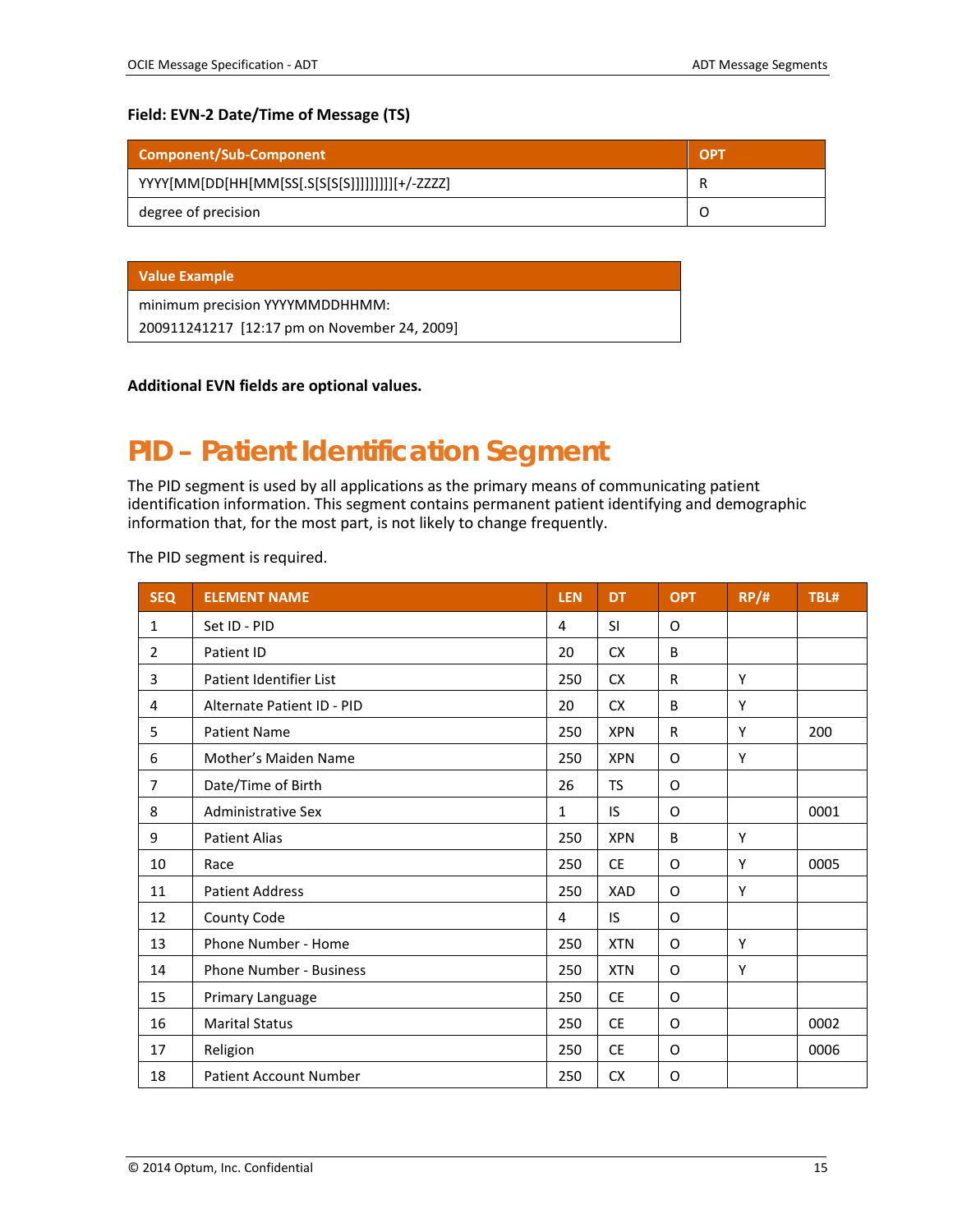**Field: EVN-2 Date/Time of Message (TS)**

| Component/Sub-Component | OPT |
| --- | --- |
| YYYY[MM[DD[HH[MM[SS[.S[S[S[S]]]]]]]]][+/-ZZZZ] | R |
| degree of precision | O |

| Value Example |
| --- |
| minimum precision YYYYMMDDHHMM:<br>200911241217 [12:17 pm on November 24, 2009] |

**Additional EVN fields are optional values.**

# PID – Patient Identification Segment

The PID segment is used by all applications as the primary means of communicating patient identification information. This segment contains permanent patient identifying and demographic information that, for the most part, is not likely to change frequently.

The PID segment is required.

| SEQ | ELEMENT NAME | LEN | DT | OPT | RP/# | TBL# |
| --- | --- | --- | --- | --- | --- | --- |
| 1 | Set ID - PID | 4 | SI | O | | |
| 2 | Patient ID | 20 | CX | B | | |
| 3 | Patient Identifier List | 250 | CX | R | Y | |
| 4 | Alternate Patient ID - PID | 20 | CX | B | Y | |
| 5 | Patient Name | 250 | XPN | R | Y | 200 |
| 6 | Mother's Maiden Name | 250 | XPN | O | Y | |
| 7 | Date/Time of Birth | 26 | TS | O | | |
| 8 | Administrative Sex | 1 | IS | O | | 0001 |
| 9 | Patient Alias | 250 | XPN | B | Y | |
| 10 | Race | 250 | CE | O | Y | 0005 |
| 11 | Patient Address | 250 | XAD | O | Y | |
| 12 | County Code | 4 | IS | O | | |
| 13 | Phone Number - Home | 250 | XTN | O | Y | |
| 14 | Phone Number - Business | 250 | XTN | O | Y | |
| 15 | Primary Language | 250 | CE | O | | |
| 16 | Marital Status | 250 | CE | O | | 0002 |
| 17 | Religion | 250 | CE | O | | 0006 |
| 18 | Patient Account Number | 250 | CX | O | | |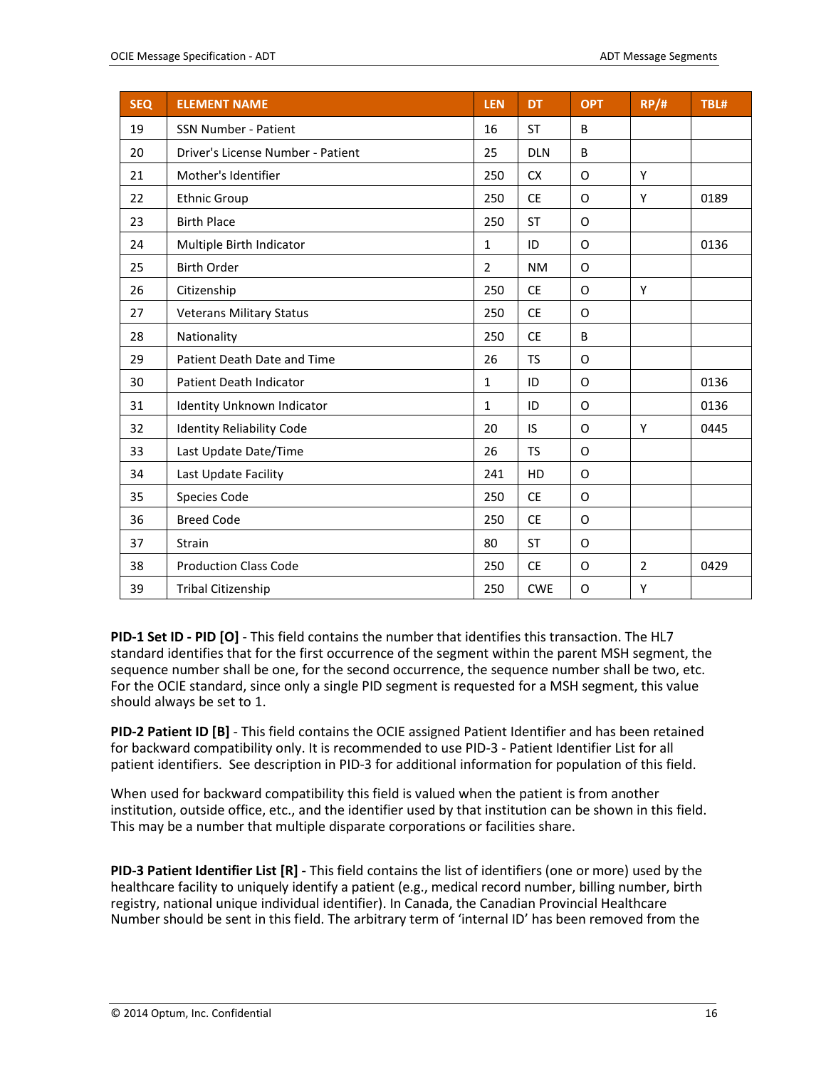| SEQ | ELEMENT NAME | LEN | DT | OPT | RP/# | TBL# |
|---|---|---|---|---|---|---|
| 19 | SSN Number - Patient | 16 | ST | B | | |
| 20 | Driver's License Number - Patient | 25 | DLN | B | | |
| 21 | Mother's Identifier | 250 | CX | O | Y | |
| 22 | Ethnic Group | 250 | CE | O | Y | 0189 |
| 23 | Birth Place | 250 | ST | O | | |
| 24 | Multiple Birth Indicator | 1 | ID | O | | 0136 |
| 25 | Birth Order | 2 | NM | O | | |
| 26 | Citizenship | 250 | CE | O | Y | |
| 27 | Veterans Military Status | 250 | CE | O | | |
| 28 | Nationality | 250 | CE | B | | |
| 29 | Patient Death Date and Time | 26 | TS | O | | |
| 30 | Patient Death Indicator | 1 | ID | O | | 0136 |
| 31 | Identity Unknown Indicator | 1 | ID | O | | 0136 |
| 32 | Identity Reliability Code | 20 | IS | O | Y | 0445 |
| 33 | Last Update Date/Time | 26 | TS | O | | |
| 34 | Last Update Facility | 241 | HD | O | | |
| 35 | Species Code | 250 | CE | O | | |
| 36 | Breed Code | 250 | CE | O | | |
| 37 | Strain | 80 | ST | O | | |
| 38 | Production Class Code | 250 | CE | O | 2 | 0429 |
| 39 | Tribal Citizenship | 250 | CWE | O | Y | |

**PID-1 Set ID - PID [O]** - This field contains the number that identifies this transaction. The HL7 standard identifies that for the first occurrence of the segment within the parent MSH segment, the sequence number shall be one, for the second occurrence, the sequence number shall be two, etc. For the OCIE standard, since only a single PID segment is requested for a MSH segment, this value should always be set to 1.

**PID-2 Patient ID [B]** - This field contains the OCIE assigned Patient Identifier and has been retained for backward compatibility only. It is recommended to use PID-3 - Patient Identifier List for all patient identifiers. See description in PID-3 for additional information for population of this field.

When used for backward compatibility this field is valued when the patient is from another institution, outside office, etc., and the identifier used by that institution can be shown in this field. This may be a number that multiple disparate corporations or facilities share.

**PID-3 Patient Identifier List [R] -** This field contains the list of identifiers (one or more) used by the healthcare facility to uniquely identify a patient (e.g., medical record number, billing number, birth registry, national unique individual identifier). In Canada, the Canadian Provincial Healthcare Number should be sent in this field. The arbitrary term of 'internal ID' has been removed from the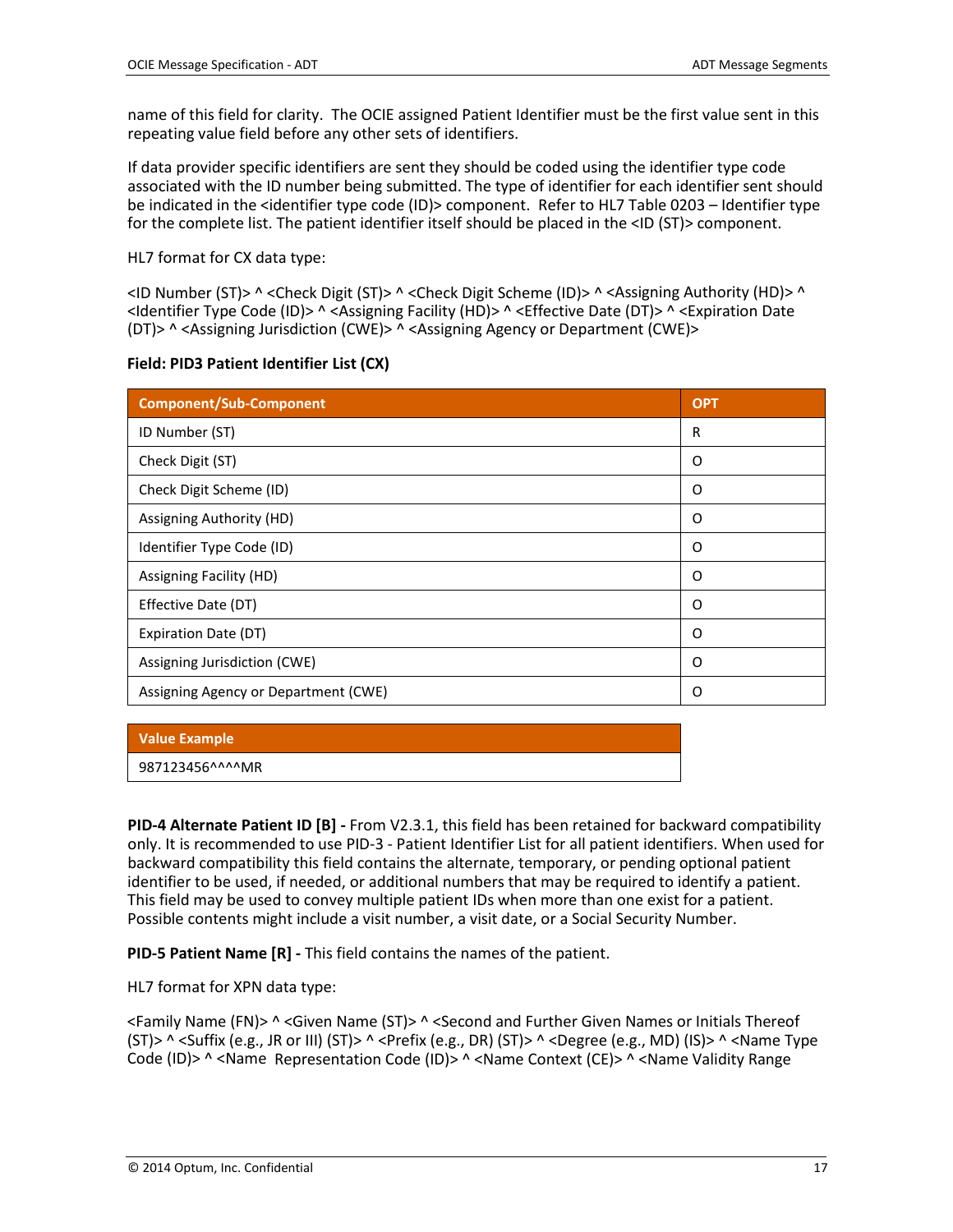name of this field for clarity. The OCIE assigned Patient Identifier must be the first value sent in this repeating value field before any other sets of identifiers.

If data provider specific identifiers are sent they should be coded using the identifier type code associated with the ID number being submitted. The type of identifier for each identifier sent should be indicated in the <identifier type code (ID)> component. Refer to HL7 Table 0203 – Identifier type for the complete list. The patient identifier itself should be placed in the <ID (ST)> component.

HL7 format for CX data type:

<ID Number (ST)> ^ <Check Digit (ST)> ^ <Check Digit Scheme (ID)> ^ <Assigning Authority (HD)> ^ <Identifier Type Code (ID)> ^ <Assigning Facility (HD)> ^ <Effective Date (DT)> ^ <Expiration Date (DT)> ^ <Assigning Jurisdiction (CWE)> ^ <Assigning Agency or Department (CWE)>

**Field: PID3 Patient Identifier List (CX)**

| Component/Sub-Component | OPT |
|---|---|
| ID Number (ST) | R |
| Check Digit (ST) | O |
| Check Digit Scheme (ID) | O |
| Assigning Authority (HD) | O |
| Identifier Type Code (ID) | O |
| Assigning Facility (HD) | O |
| Effective Date (DT) | O |
| Expiration Date (DT) | O |
| Assigning Jurisdiction (CWE) | O |
| Assigning Agency or Department (CWE) | O |

| Value Example |
|---|
| 987123456^^^^MR |

**PID-4 Alternate Patient ID [B] -** From V2.3.1, this field has been retained for backward compatibility only. It is recommended to use PID-3 - Patient Identifier List for all patient identifiers. When used for backward compatibility this field contains the alternate, temporary, or pending optional patient identifier to be used, if needed, or additional numbers that may be required to identify a patient. This field may be used to convey multiple patient IDs when more than one exist for a patient. Possible contents might include a visit number, a visit date, or a Social Security Number.

**PID-5 Patient Name [R] -** This field contains the names of the patient.

HL7 format for XPN data type:

<Family Name (FN)> ^ <Given Name (ST)> ^ <Second and Further Given Names or Initials Thereof (ST)> ^ <Suffix (e.g., JR or III) (ST)> ^ <Prefix (e.g., DR) (ST)> ^ <Degree (e.g., MD) (IS)> ^ <Name Type Code (ID)> ^ <Name Representation Code (ID)> ^ <Name Context (CE)> ^ <Name Validity Range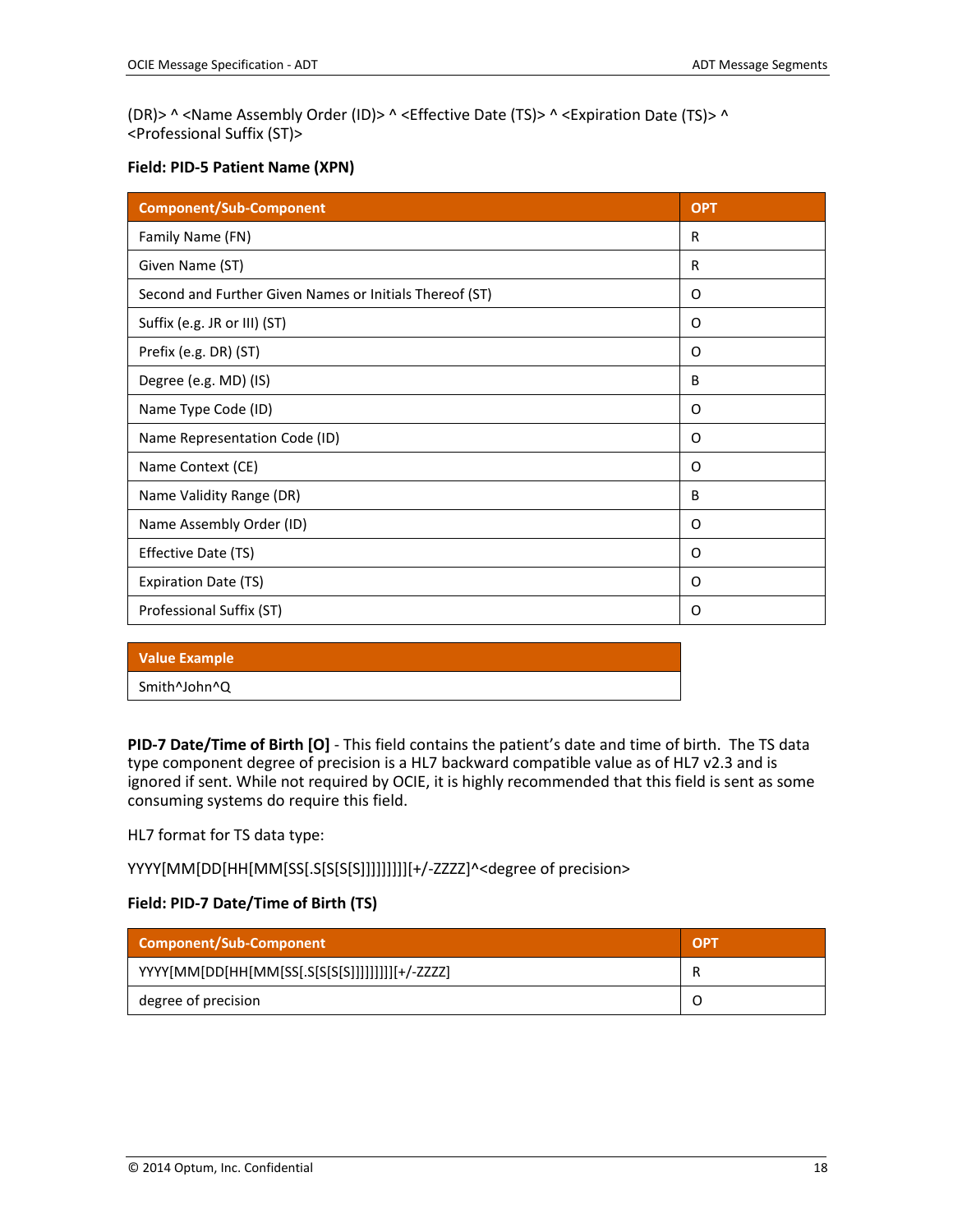(DR)> ^ <Name Assembly Order (ID)> ^ <Effective Date (TS)> ^ <Expiration Date (TS)> ^ <Professional Suffix (ST)>

**Field: PID-5 Patient Name (XPN)**

| Component/Sub-Component | OPT |
| --- | --- |
| Family Name (FN) | R |
| Given Name (ST) | R |
| Second and Further Given Names or Initials Thereof (ST) | O |
| Suffix (e.g. JR or III) (ST) | O |
| Prefix (e.g. DR) (ST) | O |
| Degree (e.g. MD) (IS) | B |
| Name Type Code (ID) | O |
| Name Representation Code (ID) | O |
| Name Context (CE) | O |
| Name Validity Range (DR) | B |
| Name Assembly Order (ID) | O |
| Effective Date (TS) | O |
| Expiration Date (TS) | O |
| Professional Suffix (ST) | O |

| Value Example |
| --- |
| Smith^John^Q |

**PID-7 Date/Time of Birth [O]** - This field contains the patient's date and time of birth. The TS data type component degree of precision is a HL7 backward compatible value as of HL7 v2.3 and is ignored if sent. While not required by OCIE, it is highly recommended that this field is sent as some consuming systems do require this field.

HL7 format for TS data type:

YYYY[MM[DD[HH[MM[SS[.S[S[S[S]]]]]]]]][+/-ZZZZ]^<degree of precision>

**Field: PID-7 Date/Time of Birth (TS)**

| Component/Sub-Component | OPT |
| --- | --- |
| YYYY[MM[DD[HH[MM[SS[.S[S[S[S]]]]]]]]][+/-ZZZZ] | R |
| degree of precision | O |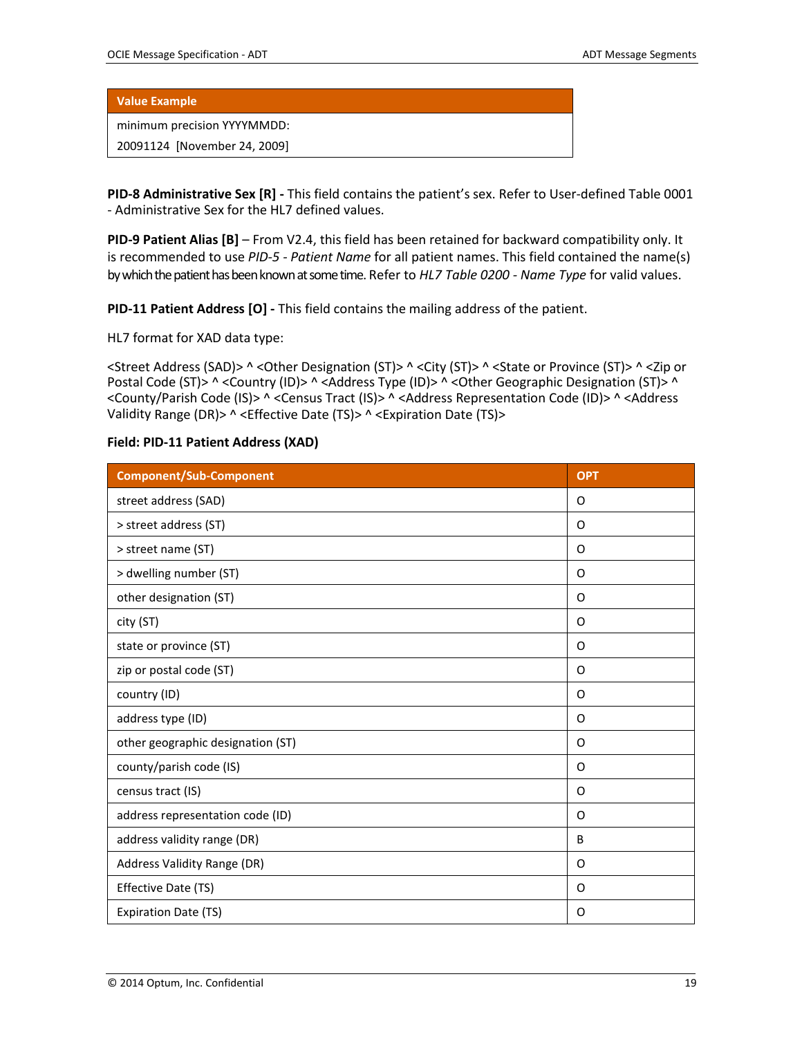| Value Example |
|---|
| minimum precision YYYYMMDD: |
| 20091124 [November 24, 2009] |

**PID-8 Administrative Sex [R] -** This field contains the patient's sex. Refer to User-defined Table 0001 - Administrative Sex for the HL7 defined values.

**PID-9 Patient Alias [B]** – From V2.4, this field has been retained for backward compatibility only. It is recommended to use *PID-5 - Patient Name* for all patient names. This field contained the name(s) by which the patient has been known at some time. Refer to *HL7 Table 0200 - Name Type* for valid values.

**PID-11 Patient Address [O] -** This field contains the mailing address of the patient.

HL7 format for XAD data type:

<Street Address (SAD)> ^ <Other Designation (ST)> ^ <City (ST)> ^ <State or Province (ST)> ^ <Zip or Postal Code (ST)> ^ <Country (ID)> ^ <Address Type (ID)> ^ <Other Geographic Designation (ST)> ^ <County/Parish Code (IS)> ^ <Census Tract (IS)> ^ <Address Representation Code (ID)> ^ <Address Validity Range (DR)> ^ <Effective Date (TS)> ^ <Expiration Date (TS)>

**Field: PID-11 Patient Address (XAD)**

| Component/Sub-Component | OPT |
|---|---|
| street address (SAD) | O |
| > street address (ST) | O |
| > street name (ST) | O |
| > dwelling number (ST) | O |
| other designation (ST) | O |
| city (ST) | O |
| state or province (ST) | O |
| zip or postal code (ST) | O |
| country (ID) | O |
| address type (ID) | O |
| other geographic designation (ST) | O |
| county/parish code (IS) | O |
| census tract (IS) | O |
| address representation code (ID) | O |
| address validity range (DR) | B |
| Address Validity Range (DR) | O |
| Effective Date (TS) | O |
| Expiration Date (TS) | O |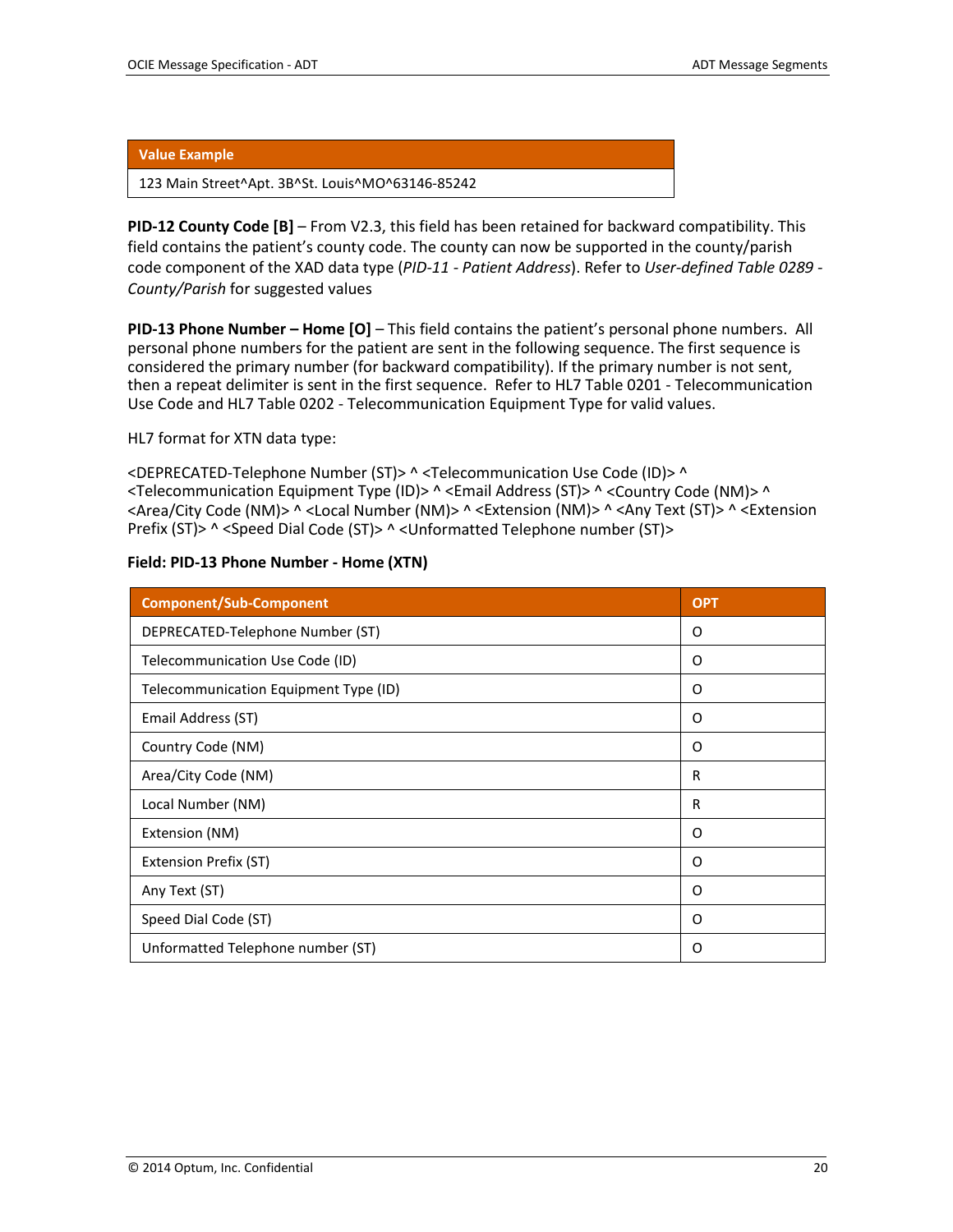| Value Example |
| --- |
| 123 Main Street^Apt. 3B^St. Louis^MO^63146-85242 |

**PID-12 County Code [B]** – From V2.3, this field has been retained for backward compatibility. This field contains the patient's county code. The county can now be supported in the county/parish code component of the XAD data type (*PID-11 - Patient Address*). Refer to *User-defined Table 0289 - County/Parish* for suggested values

**PID-13 Phone Number – Home [O]** – This field contains the patient's personal phone numbers. All personal phone numbers for the patient are sent in the following sequence. The first sequence is considered the primary number (for backward compatibility). If the primary number is not sent, then a repeat delimiter is sent in the first sequence. Refer to HL7 Table 0201 - Telecommunication Use Code and HL7 Table 0202 - Telecommunication Equipment Type for valid values.

HL7 format for XTN data type:

<DEPRECATED-Telephone Number (ST)> ^ <Telecommunication Use Code (ID)> ^ <Telecommunication Equipment Type (ID)> ^ <Email Address (ST)> ^ <Country Code (NM)> ^ <Area/City Code (NM)> ^ <Local Number (NM)> ^ <Extension (NM)> ^ <Any Text (ST)> ^ <Extension Prefix (ST)> ^ <Speed Dial Code (ST)> ^ <Unformatted Telephone number (ST)>

**Field: PID-13 Phone Number - Home (XTN)**

| Component/Sub-Component | OPT |
| --- | --- |
| DEPRECATED-Telephone Number (ST) | O |
| Telecommunication Use Code (ID) | O |
| Telecommunication Equipment Type (ID) | O |
| Email Address (ST) | O |
| Country Code (NM) | O |
| Area/City Code (NM) | R |
| Local Number (NM) | R |
| Extension (NM) | O |
| Extension Prefix (ST) | O |
| Any Text (ST) | O |
| Speed Dial Code (ST) | O |
| Unformatted Telephone number (ST) | O |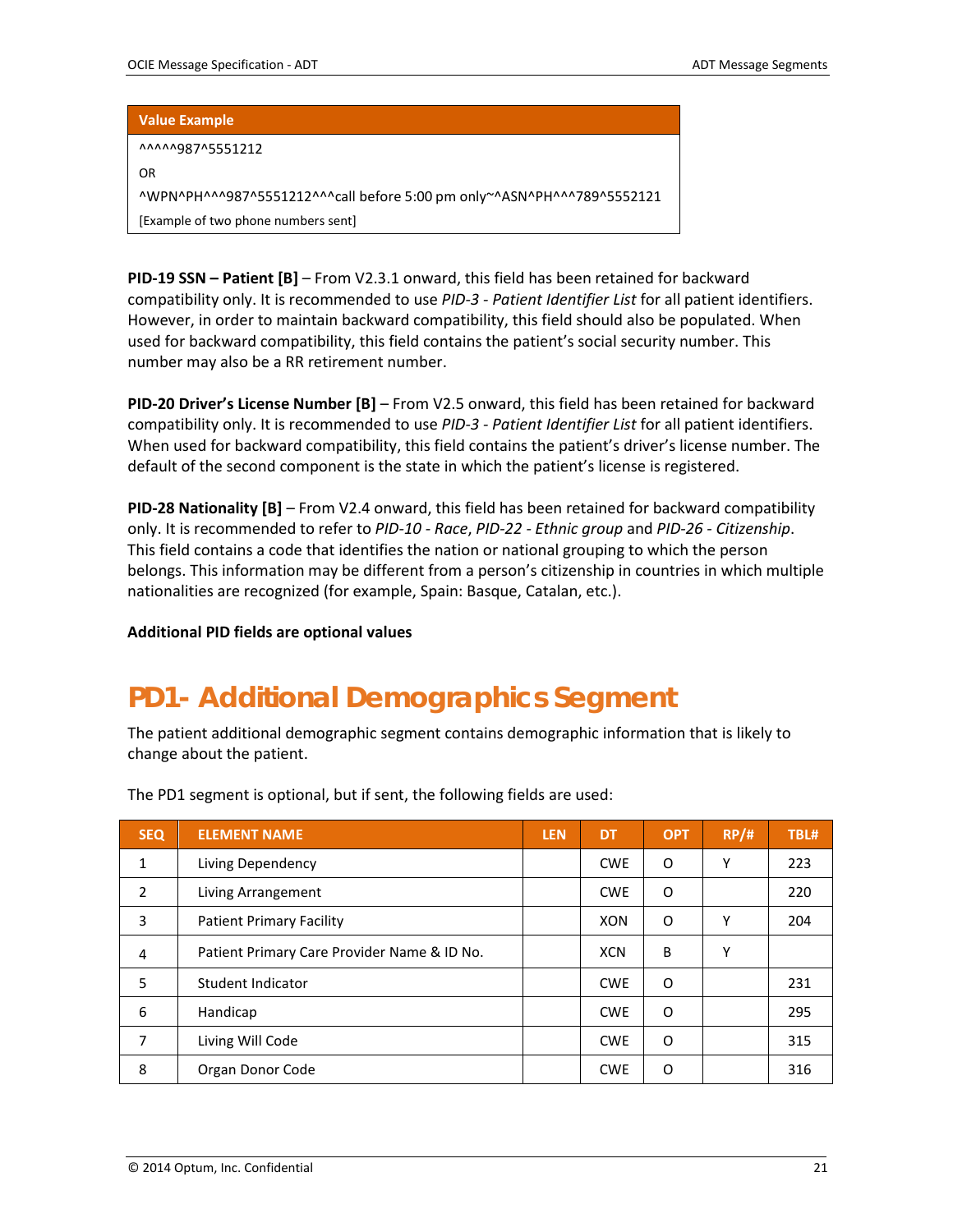| Value Example |
|---|
| ^^^^^987^5551212 |
| OR |
| ^WPN^PH^^^987^5551212^^^call before 5:00 pm only~^ASN^PH^^^789^5552121 |
| [Example of two phone numbers sent] |

**PID-19 SSN – Patient [B]** – From V2.3.1 onward, this field has been retained for backward compatibility only. It is recommended to use *PID-3 - Patient Identifier List* for all patient identifiers. However, in order to maintain backward compatibility, this field should also be populated. When used for backward compatibility, this field contains the patient's social security number. This number may also be a RR retirement number.

**PID-20 Driver's License Number [B]** – From V2.5 onward, this field has been retained for backward compatibility only. It is recommended to use *PID-3 - Patient Identifier List* for all patient identifiers. When used for backward compatibility, this field contains the patient's driver's license number. The default of the second component is the state in which the patient's license is registered.

**PID-28 Nationality [B]** – From V2.4 onward, this field has been retained for backward compatibility only. It is recommended to refer to *PID-10 - Race*, *PID-22 - Ethnic group* and *PID-26 - Citizenship*. This field contains a code that identifies the nation or national grouping to which the person belongs. This information may be different from a person's citizenship in countries in which multiple nationalities are recognized (for example, Spain: Basque, Catalan, etc.).

**Additional PID fields are optional values**

# PD1- Additional Demographics Segment

The patient additional demographic segment contains demographic information that is likely to change about the patient.

The PD1 segment is optional, but if sent, the following fields are used:

| SEQ | ELEMENT NAME | LEN | DT | OPT | RP/# | TBL# |
|---|---|---|---|---|---|---|
| 1 | Living Dependency | | CWE | O | Y | 223 |
| 2 | Living Arrangement | | CWE | O | | 220 |
| 3 | Patient Primary Facility | | XON | O | Y | 204 |
| 4 | Patient Primary Care Provider Name & ID No. | | XCN | B | Y | |
| 5 | Student Indicator | | CWE | O | | 231 |
| 6 | Handicap | | CWE | O | | 295 |
| 7 | Living Will Code | | CWE | O | | 315 |
| 8 | Organ Donor Code | | CWE | O | | 316 |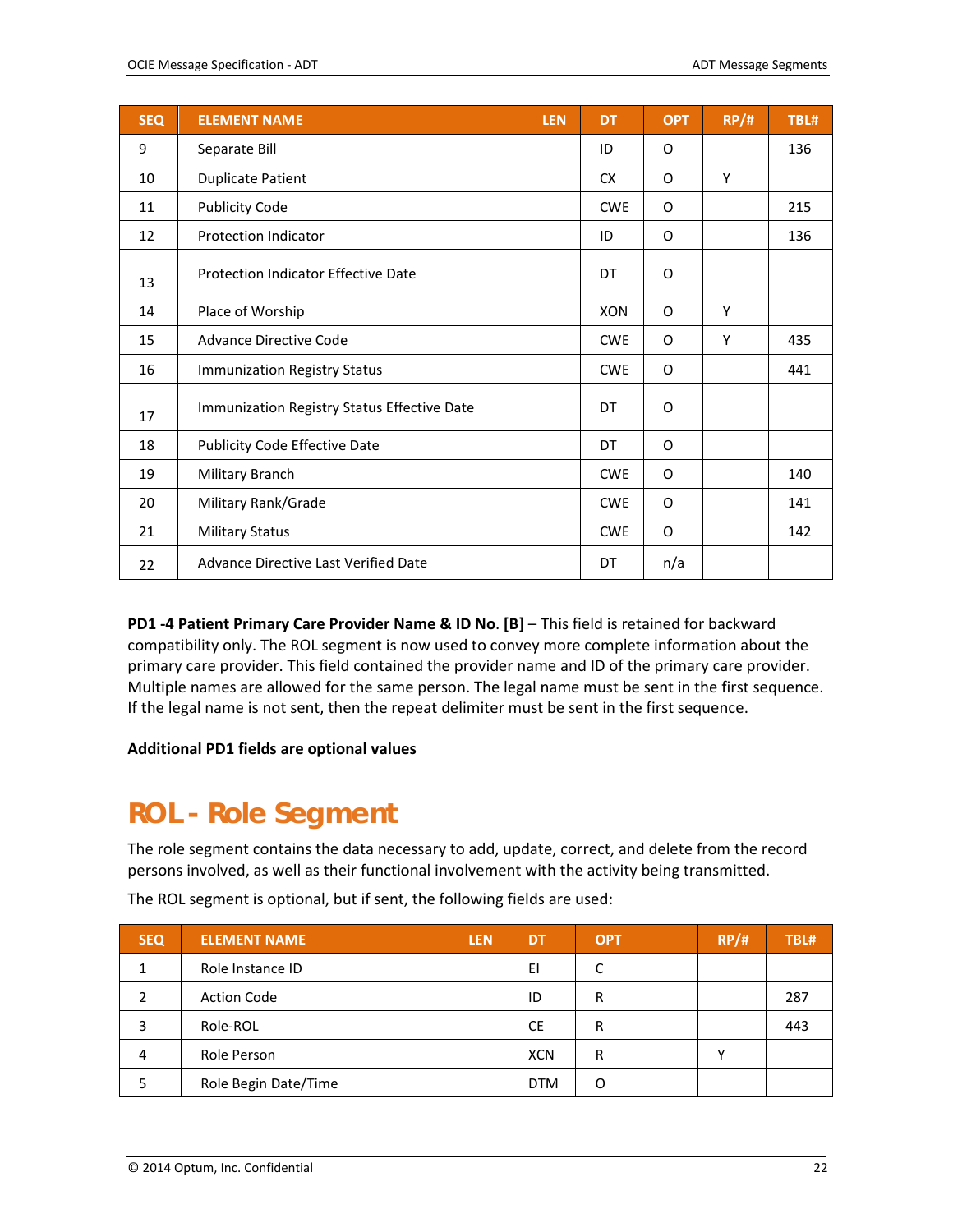| SEQ | ELEMENT NAME | LEN | DT | OPT | RP/# | TBL# |
|---|---|---|---|---|---|---|
| 9 | Separate Bill | | ID | O | | 136 |
| 10 | Duplicate Patient | | CX | O | Y | |
| 11 | Publicity Code | | CWE | O | | 215 |
| 12 | Protection Indicator | | ID | O | | 136 |
| 13 | Protection Indicator Effective Date | | DT | O | | |
| 14 | Place of Worship | | XON | O | Y | |
| 15 | Advance Directive Code | | CWE | O | Y | 435 |
| 16 | Immunization Registry Status | | CWE | O | | 441 |
| 17 | Immunization Registry Status Effective Date | | DT | O | | |
| 18 | Publicity Code Effective Date | | DT | O | | |
| 19 | Military Branch | | CWE | O | | 140 |
| 20 | Military Rank/Grade | | CWE | O | | 141 |
| 21 | Military Status | | CWE | O | | 142 |
| 22 | Advance Directive Last Verified Date | | DT | n/a | | |

**PD1 -4 Patient Primary Care Provider Name & ID No**. **[B]** – This field is retained for backward compatibility only. The ROL segment is now used to convey more complete information about the primary care provider. This field contained the provider name and ID of the primary care provider. Multiple names are allowed for the same person. The legal name must be sent in the first sequence. If the legal name is not sent, then the repeat delimiter must be sent in the first sequence.

**Additional PD1 fields are optional values**

# ROL - Role Segment

The role segment contains the data necessary to add, update, correct, and delete from the record persons involved, as well as their functional involvement with the activity being transmitted.

The ROL segment is optional, but if sent, the following fields are used:

| SEQ | ELEMENT NAME | LEN | DT | OPT | RP/# | TBL# |
|---|---|---|---|---|---|---|
| 1 | Role Instance ID | | EI | C | | |
| 2 | Action Code | | ID | R | | 287 |
| 3 | Role-ROL | | CE | R | | 443 |
| 4 | Role Person | | XCN | R | Y | |
| 5 | Role Begin Date/Time | | DTM | O | | |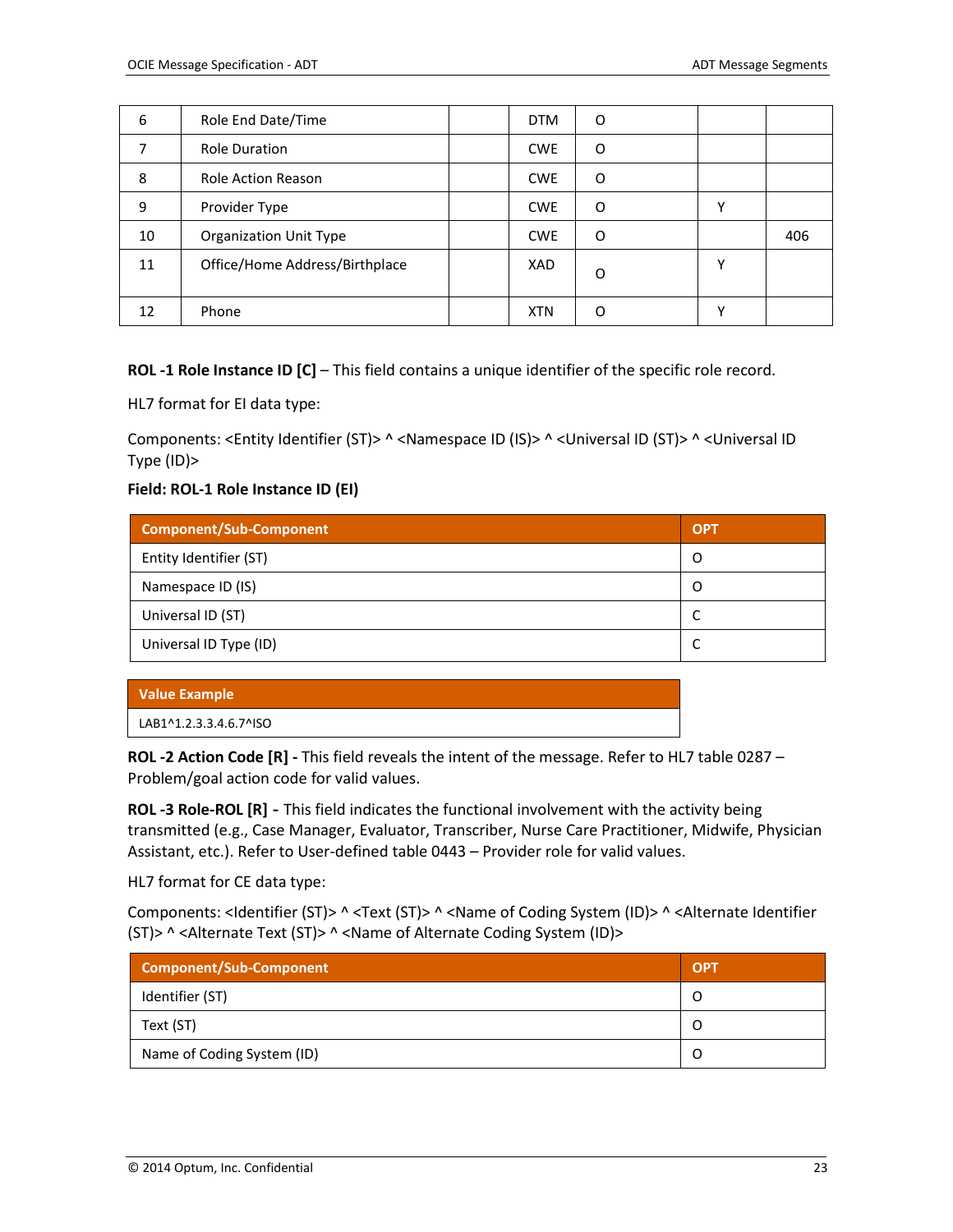| 6 | Role End Date/Time | | DTM | O | | |
|---|---|---|---|---|---|---|
| 7 | Role Duration | | CWE | O | | |
| 8 | Role Action Reason | | CWE | O | | |
| 9 | Provider Type | | CWE | O | Y | |
| 10 | Organization Unit Type | | CWE | O | | 406 |
| 11 | Office/Home Address/Birthplace | | XAD | O | Y | |
| 12 | Phone | | XTN | O | Y | |

**ROL -1 Role Instance ID [C]** – This field contains a unique identifier of the specific role record.

HL7 format for EI data type:

Components: <Entity Identifier (ST)> ^ <Namespace ID (IS)> ^ <Universal ID (ST)> ^ <Universal ID Type (ID)>

**Field: ROL-1 Role Instance ID (EI)**

| Component/Sub-Component | OPT |
|---|---|
| Entity Identifier (ST) | O |
| Namespace ID (IS) | O |
| Universal ID (ST) | C |
| Universal ID Type (ID) | C |

| Value Example |
|---|
| LAB1^1.2.3.3.4.6.7^ISO |

**ROL -2 Action Code [R] -** This field reveals the intent of the message. Refer to HL7 table 0287 – Problem/goal action code for valid values.

**ROL -3 Role-ROL [R] -** This field indicates the functional involvement with the activity being transmitted (e.g., Case Manager, Evaluator, Transcriber, Nurse Care Practitioner, Midwife, Physician Assistant, etc.). Refer to User-defined table 0443 – Provider role for valid values.

HL7 format for CE data type:

Components: <Identifier (ST)> ^ <Text (ST)> ^ <Name of Coding System (ID)> ^ <Alternate Identifier (ST)> ^ <Alternate Text (ST)> ^ <Name of Alternate Coding System (ID)>

| Component/Sub-Component | OPT |
|---|---|
| Identifier (ST) | O |
| Text (ST) | O |
| Name of Coding System (ID) | O |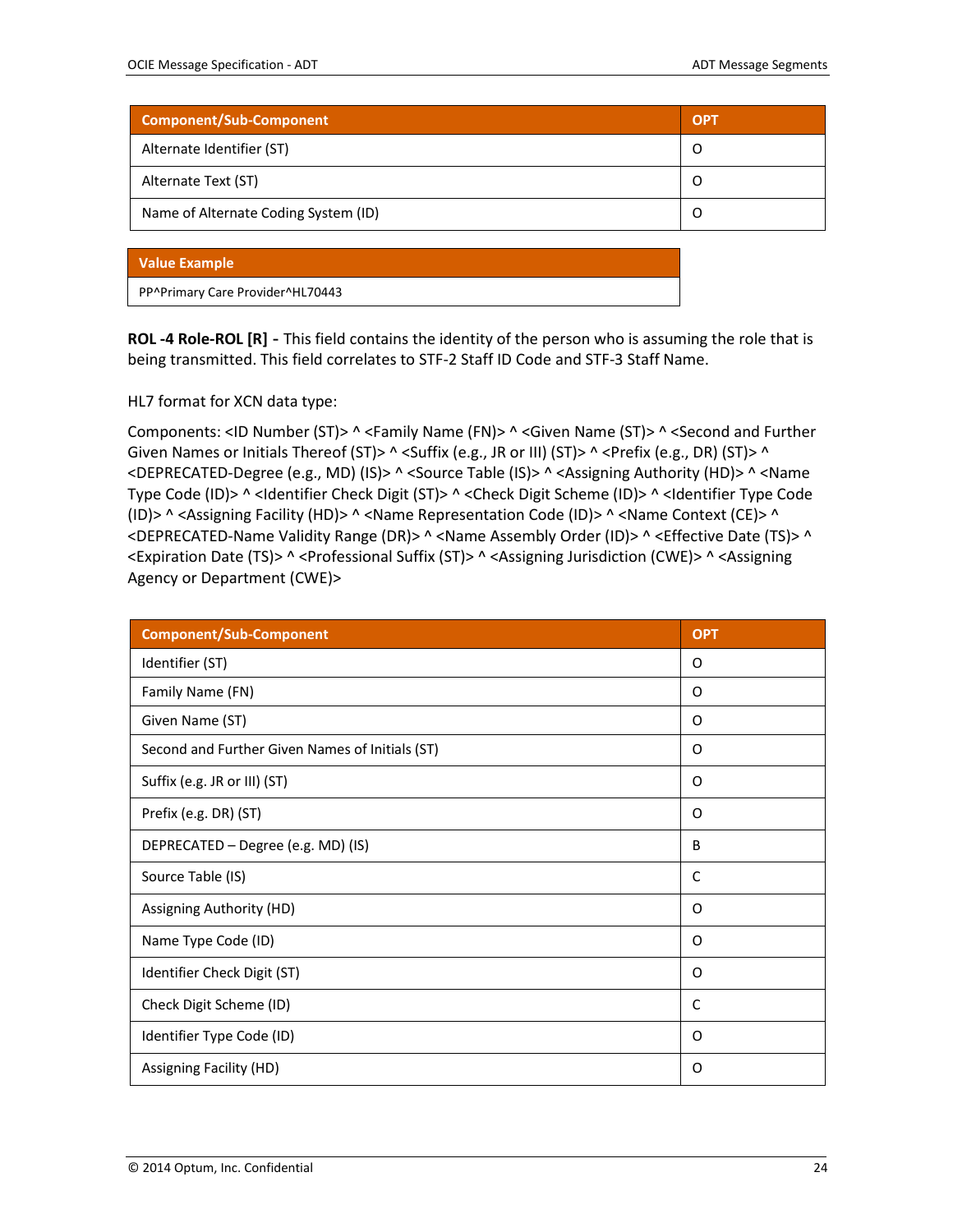| Component/Sub-Component | OPT |
| --- | --- |
| Alternate Identifier (ST) | O |
| Alternate Text (ST) | O |
| Name of Alternate Coding System (ID) | O |

| Value Example |
| --- |
| PP^Primary Care Provider^HL70443 |

**ROL -4 Role-ROL [R] -** This field contains the identity of the person who is assuming the role that is being transmitted. This field correlates to STF-2 Staff ID Code and STF-3 Staff Name.

HL7 format for XCN data type:

Components: <ID Number (ST)> ^ <Family Name (FN)> ^ <Given Name (ST)> ^ <Second and Further Given Names or Initials Thereof (ST)> ^ <Suffix (e.g., JR or III) (ST)> ^ <Prefix (e.g., DR) (ST)> ^ <DEPRECATED-Degree (e.g., MD) (IS)> ^ <Source Table (IS)> ^ <Assigning Authority (HD)> ^ <Name Type Code (ID)> ^ <Identifier Check Digit (ST)> ^ <Check Digit Scheme (ID)> ^ <Identifier Type Code (ID)> ^ <Assigning Facility (HD)> ^ <Name Representation Code (ID)> ^ <Name Context (CE)> ^ <DEPRECATED-Name Validity Range (DR)> ^ <Name Assembly Order (ID)> ^ <Effective Date (TS)> ^ <Expiration Date (TS)> ^ <Professional Suffix (ST)> ^ <Assigning Jurisdiction (CWE)> ^ <Assigning Agency or Department (CWE)>

| Component/Sub-Component | OPT |
| --- | --- |
| Identifier (ST) | O |
| Family Name (FN) | O |
| Given Name (ST) | O |
| Second and Further Given Names of Initials (ST) | O |
| Suffix (e.g. JR or III) (ST) | O |
| Prefix (e.g. DR) (ST) | O |
| DEPRECATED – Degree (e.g. MD) (IS) | B |
| Source Table (IS) | C |
| Assigning Authority (HD) | O |
| Name Type Code (ID) | O |
| Identifier Check Digit (ST) | O |
| Check Digit Scheme (ID) | C |
| Identifier Type Code (ID) | O |
| Assigning Facility (HD) | O |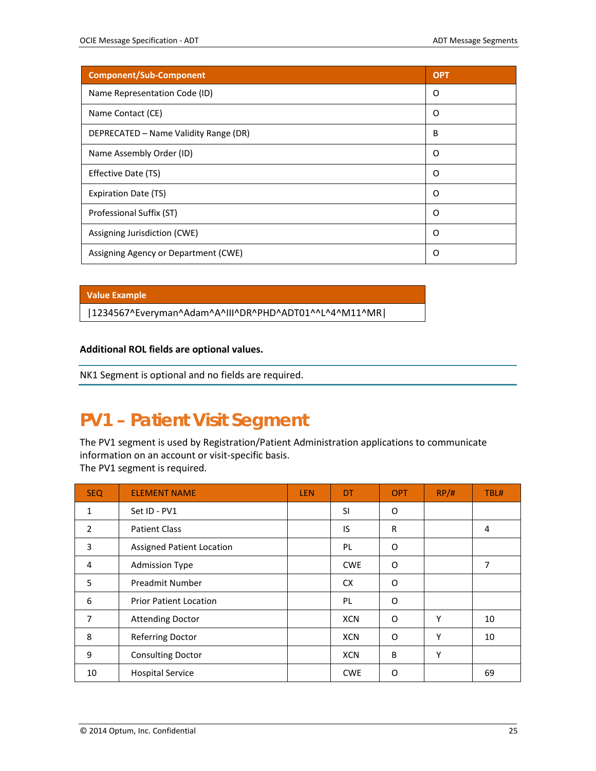| Component/Sub-Component | OPT |
|---|---|
| Name Representation Code (ID) | O |
| Name Contact (CE) | O |
| DEPRECATED – Name Validity Range (DR) | B |
| Name Assembly Order (ID) | O |
| Effective Date (TS) | O |
| Expiration Date (TS) | O |
| Professional Suffix (ST) | O |
| Assigning Jurisdiction (CWE) | O |
| Assigning Agency or Department (CWE) | O |

| Value Example |
|---|
| \|1234567^Everyman^Adam^A^III^DR^PHD^ADT01^^L^4^M11^MR\| |

**Additional ROL fields are optional values.**

NK1 Segment is optional and no fields are required.

# PV1 – Patient Visit Segment

The PV1 segment is used by Registration/Patient Administration applications to communicate information on an account or visit-specific basis.
The PV1 segment is required.

| SEQ | ELEMENT NAME | LEN | DT | OPT | RP/# | TBL# |
|---|---|---|---|---|---|---|
| 1 | Set ID - PV1 | | SI | O | | |
| 2 | Patient Class | | IS | R | | 4 |
| 3 | Assigned Patient Location | | PL | O | | |
| 4 | Admission Type | | CWE | O | | 7 |
| 5 | Preadmit Number | | CX | O | | |
| 6 | Prior Patient Location | | PL | O | | |
| 7 | Attending Doctor | | XCN | O | Y | 10 |
| 8 | Referring Doctor | | XCN | O | Y | 10 |
| 9 | Consulting Doctor | | XCN | B | Y | |
| 10 | Hospital Service | | CWE | O | | 69 |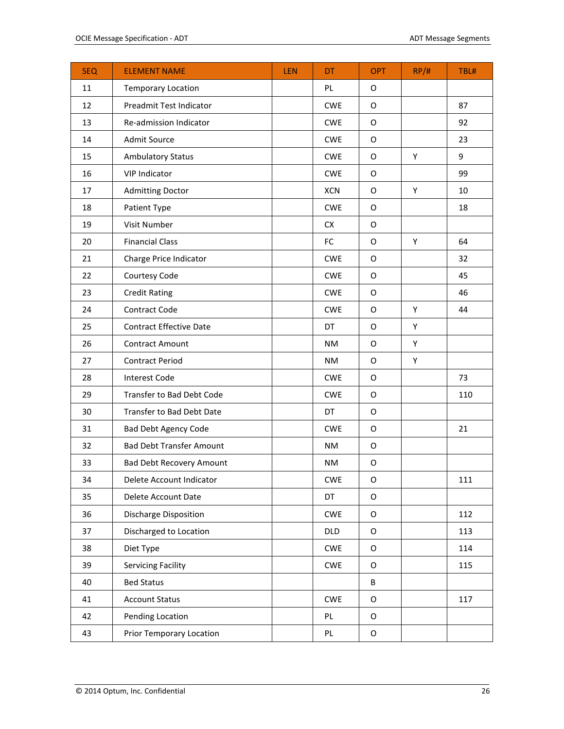| SEQ | ELEMENT NAME | LEN | DT | OPT | RP/# | TBL# |
|---|---|---|---|---|---|---|
| 11 | Temporary Location | | PL | O | | |
| 12 | Preadmit Test Indicator | | CWE | O | | 87 |
| 13 | Re-admission Indicator | | CWE | O | | 92 |
| 14 | Admit Source | | CWE | O | | 23 |
| 15 | Ambulatory Status | | CWE | O | Y | 9 |
| 16 | VIP Indicator | | CWE | O | | 99 |
| 17 | Admitting Doctor | | XCN | O | Y | 10 |
| 18 | Patient Type | | CWE | O | | 18 |
| 19 | Visit Number | | CX | O | | |
| 20 | Financial Class | | FC | O | Y | 64 |
| 21 | Charge Price Indicator | | CWE | O | | 32 |
| 22 | Courtesy Code | | CWE | O | | 45 |
| 23 | Credit Rating | | CWE | O | | 46 |
| 24 | Contract Code | | CWE | O | Y | 44 |
| 25 | Contract Effective Date | | DT | O | Y | |
| 26 | Contract Amount | | NM | O | Y | |
| 27 | Contract Period | | NM | O | Y | |
| 28 | Interest Code | | CWE | O | | 73 |
| 29 | Transfer to Bad Debt Code | | CWE | O | | 110 |
| 30 | Transfer to Bad Debt Date | | DT | O | | |
| 31 | Bad Debt Agency Code | | CWE | O | | 21 |
| 32 | Bad Debt Transfer Amount | | NM | O | | |
| 33 | Bad Debt Recovery Amount | | NM | O | | |
| 34 | Delete Account Indicator | | CWE | O | | 111 |
| 35 | Delete Account Date | | DT | O | | |
| 36 | Discharge Disposition | | CWE | O | | 112 |
| 37 | Discharged to Location | | DLD | O | | 113 |
| 38 | Diet Type | | CWE | O | | 114 |
| 39 | Servicing Facility | | CWE | O | | 115 |
| 40 | Bed Status | | | B | | |
| 41 | Account Status | | CWE | O | | 117 |
| 42 | Pending Location | | PL | O | | |
| 43 | Prior Temporary Location | | PL | O | | |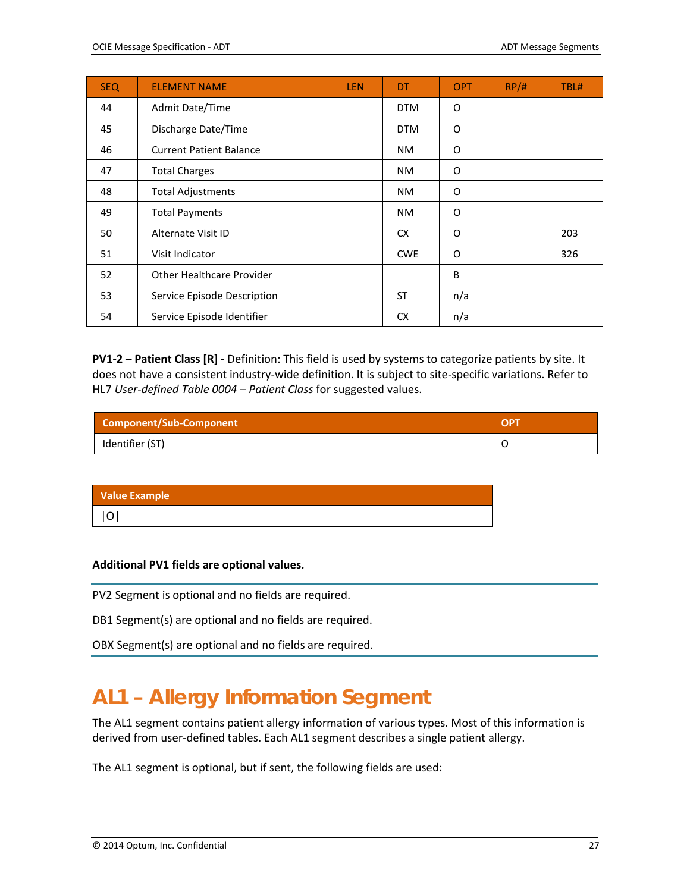| SEQ | ELEMENT NAME | LEN | DT | OPT | RP/# | TBL# |
|---|---|---|---|---|---|---|
| 44 | Admit Date/Time | | DTM | O | | |
| 45 | Discharge Date/Time | | DTM | O | | |
| 46 | Current Patient Balance | | NM | O | | |
| 47 | Total Charges | | NM | O | | |
| 48 | Total Adjustments | | NM | O | | |
| 49 | Total Payments | | NM | O | | |
| 50 | Alternate Visit ID | | CX | O | | 203 |
| 51 | Visit Indicator | | CWE | O | | 326 |
| 52 | Other Healthcare Provider | | | B | | |
| 53 | Service Episode Description | | ST | n/a | | |
| 54 | Service Episode Identifier | | CX | n/a | | |

**PV1-2 – Patient Class [R] -** Definition: This field is used by systems to categorize patients by site. It does not have a consistent industry-wide definition. It is subject to site-specific variations. Refer to HL7 *User-defined Table 0004 – Patient Class* for suggested values.

| Component/Sub-Component | OPT |
|---|---|
| Identifier (ST) | O |

| Value Example |
|---|
| \|O\| |

**Additional PV1 fields are optional values.**

PV2 Segment is optional and no fields are required.

DB1 Segment(s) are optional and no fields are required.

OBX Segment(s) are optional and no fields are required.

# AL1 – Allergy Information Segment

The AL1 segment contains patient allergy information of various types. Most of this information is derived from user-defined tables. Each AL1 segment describes a single patient allergy.

The AL1 segment is optional, but if sent, the following fields are used: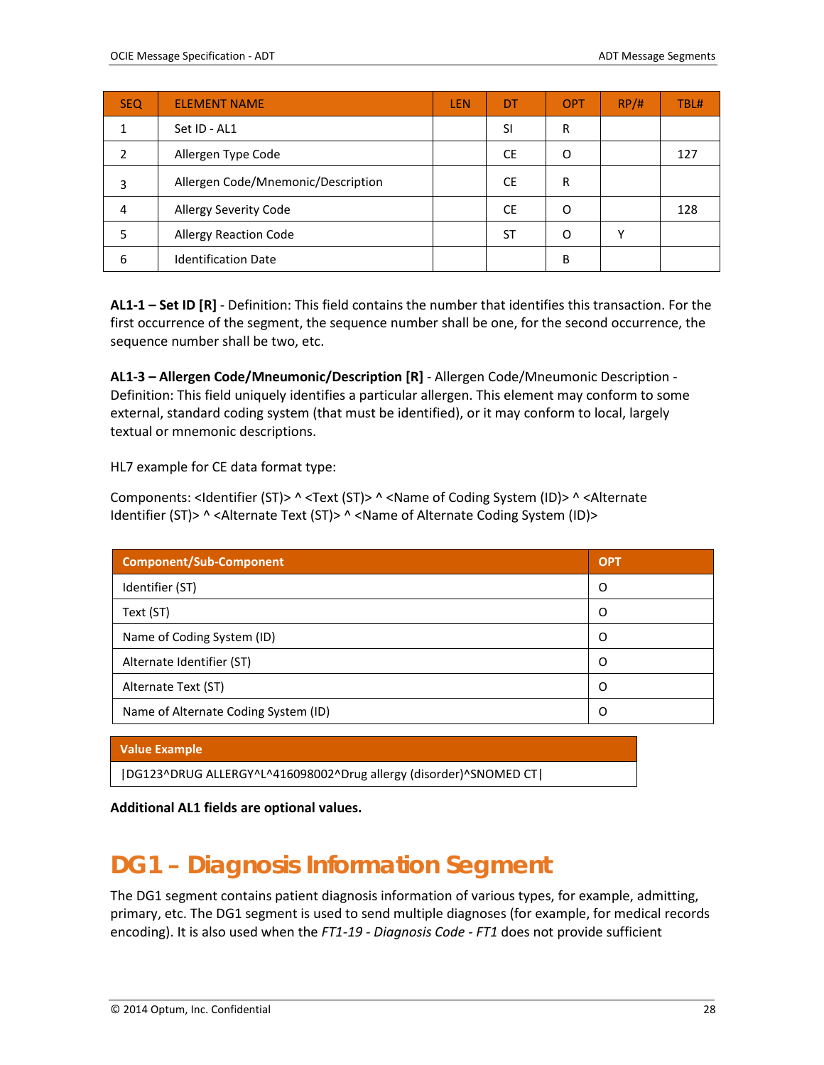| SEQ | ELEMENT NAME | LEN | DT | OPT | RP/# | TBL# |
|---|---|---|---|---|---|---|
| 1 | Set ID - AL1 | | SI | R | | |
| 2 | Allergen Type Code | | CE | O | | 127 |
| 3 | Allergen Code/Mnemonic/Description | | CE | R | | |
| 4 | Allergy Severity Code | | CE | O | | 128 |
| 5 | Allergy Reaction Code | | ST | O | Y | |
| 6 | Identification Date | | | B | | |

**AL1-1 – Set ID [R]** - Definition: This field contains the number that identifies this transaction. For the first occurrence of the segment, the sequence number shall be one, for the second occurrence, the sequence number shall be two, etc.

**AL1-3 – Allergen Code/Mneumonic/Description [R]** - Allergen Code/Mneumonic Description - Definition: This field uniquely identifies a particular allergen. This element may conform to some external, standard coding system (that must be identified), or it may conform to local, largely textual or mnemonic descriptions.

HL7 example for CE data format type:

Components: <Identifier (ST)> ^ <Text (ST)> ^ <Name of Coding System (ID)> ^ <Alternate Identifier (ST)> ^ <Alternate Text (ST)> ^ <Name of Alternate Coding System (ID)>

| Component/Sub-Component | OPT |
|---|---|
| Identifier (ST) | O |
| Text (ST) | O |
| Name of Coding System (ID) | O |
| Alternate Identifier (ST) | O |
| Alternate Text (ST) | O |
| Name of Alternate Coding System (ID) | O |

| Value Example |
|---|
| \|DG123^DRUG ALLERGY^L^416098002^Drug allergy (disorder)^SNOMED CT\| |

**Additional AL1 fields are optional values.**

# DG1 – Diagnosis Information Segment

The DG1 segment contains patient diagnosis information of various types, for example, admitting, primary, etc. The DG1 segment is used to send multiple diagnoses (for example, for medical records encoding). It is also used when the *FT1-19 - Diagnosis Code - FT1* does not provide sufficient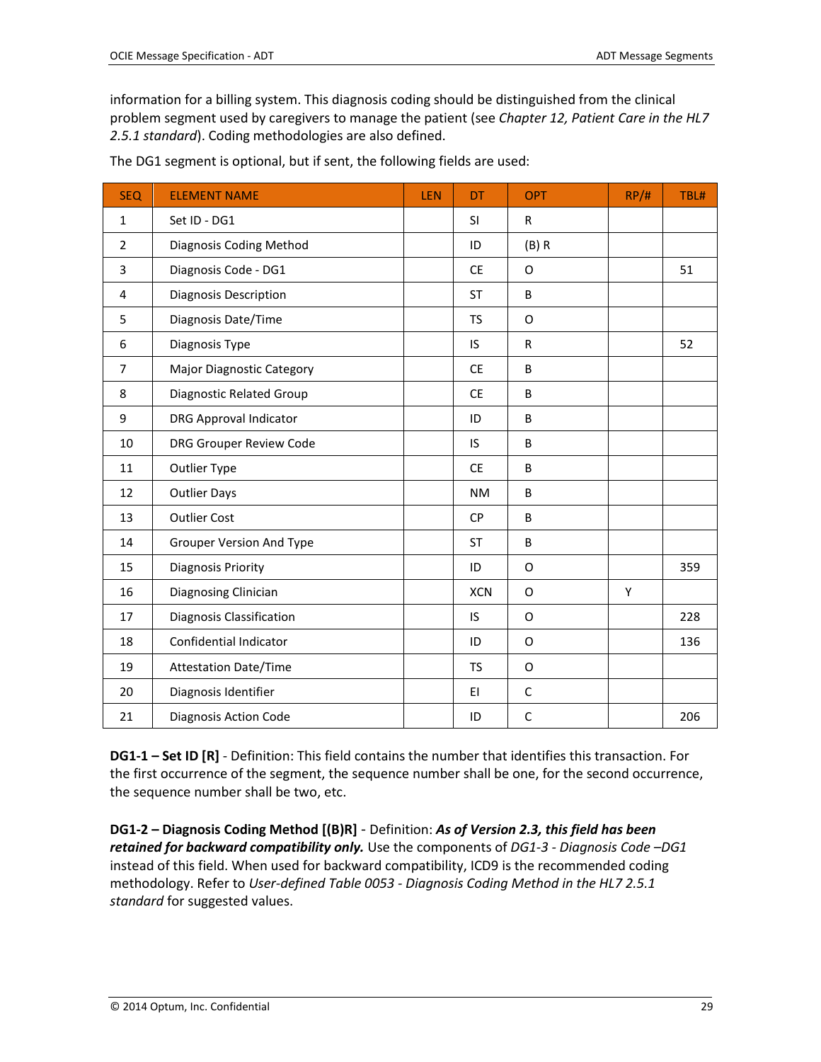information for a billing system. This diagnosis coding should be distinguished from the clinical problem segment used by caregivers to manage the patient (see *Chapter 12, Patient Care in the HL7 2.5.1 standard*). Coding methodologies are also defined.

The DG1 segment is optional, but if sent, the following fields are used:

| SEQ | ELEMENT NAME | LEN | DT | OPT | RP/# | TBL# |
|---|---|---|---|---|---|---|
| 1 | Set ID - DG1 | | SI | R | | |
| 2 | Diagnosis Coding Method | | ID | (B) R | | |
| 3 | Diagnosis Code - DG1 | | CE | O | | 51 |
| 4 | Diagnosis Description | | ST | B | | |
| 5 | Diagnosis Date/Time | | TS | O | | |
| 6 | Diagnosis Type | | IS | R | | 52 |
| 7 | Major Diagnostic Category | | CE | B | | |
| 8 | Diagnostic Related Group | | CE | B | | |
| 9 | DRG Approval Indicator | | ID | B | | |
| 10 | DRG Grouper Review Code | | IS | B | | |
| 11 | Outlier Type | | CE | B | | |
| 12 | Outlier Days | | NM | B | | |
| 13 | Outlier Cost | | CP | B | | |
| 14 | Grouper Version And Type | | ST | B | | |
| 15 | Diagnosis Priority | | ID | O | | 359 |
| 16 | Diagnosing Clinician | | XCN | O | Y | |
| 17 | Diagnosis Classification | | IS | O | | 228 |
| 18 | Confidential Indicator | | ID | O | | 136 |
| 19 | Attestation Date/Time | | TS | O | | |
| 20 | Diagnosis Identifier | | EI | C | | |
| 21 | Diagnosis Action Code | | ID | C | | 206 |

**DG1-1 – Set ID [R]** - Definition: This field contains the number that identifies this transaction. For the first occurrence of the segment, the sequence number shall be one, for the second occurrence, the sequence number shall be two, etc.

**DG1-2 – Diagnosis Coding Method [(B)R]** - Definition: ***As of Version 2.3, this field has been retained for backward compatibility only.*** Use the components of *DG1-3 - Diagnosis Code –DG1* instead of this field. When used for backward compatibility, ICD9 is the recommended coding methodology. Refer to *User-defined Table 0053 - Diagnosis Coding Method in the HL7 2.5.1 standard* for suggested values.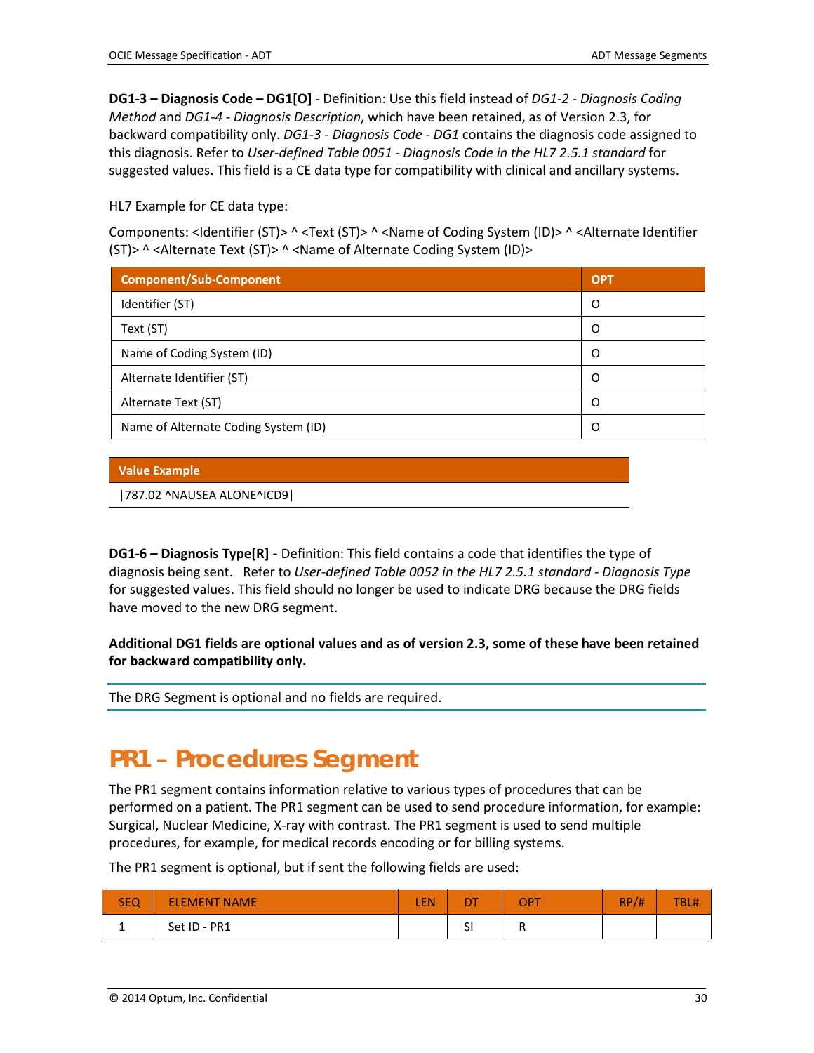**DG1-3 – Diagnosis Code – DG1[O]** - Definition: Use this field instead of *DG1-2 - Diagnosis Coding Method* and *DG1-4 - Diagnosis Description*, which have been retained, as of Version 2.3, for backward compatibility only. *DG1-3 - Diagnosis Code - DG1* contains the diagnosis code assigned to this diagnosis. Refer to *User-defined Table 0051 - Diagnosis Code in the HL7 2.5.1 standard* for suggested values. This field is a CE data type for compatibility with clinical and ancillary systems.

HL7 Example for CE data type:

Components: <Identifier (ST)> ^ <Text (ST)> ^ <Name of Coding System (ID)> ^ <Alternate Identifier (ST)> ^ <Alternate Text (ST)> ^ <Name of Alternate Coding System (ID)>

| Component/Sub-Component | OPT |
|---|---|
| Identifier (ST) | O |
| Text (ST) | O |
| Name of Coding System (ID) | O |
| Alternate Identifier (ST) | O |
| Alternate Text (ST) | O |
| Name of Alternate Coding System (ID) | O |

| Value Example |
|---|
| \|787.02 ^NAUSEA ALONE^ICD9\| |

**DG1-6 – Diagnosis Type[R]** - Definition: This field contains a code that identifies the type of diagnosis being sent. Refer to *User-defined Table 0052 in the HL7 2.5.1 standard - Diagnosis Type* for suggested values. This field should no longer be used to indicate DRG because the DRG fields have moved to the new DRG segment.

**Additional DG1 fields are optional values and as of version 2.3, some of these have been retained for backward compatibility only.**

The DRG Segment is optional and no fields are required.

# PR1 – Procedures Segment

The PR1 segment contains information relative to various types of procedures that can be performed on a patient. The PR1 segment can be used to send procedure information, for example: Surgical, Nuclear Medicine, X-ray with contrast. The PR1 segment is used to send multiple procedures, for example, for medical records encoding or for billing systems.

The PR1 segment is optional, but if sent the following fields are used:

| SEQ | ELEMENT NAME | LEN | DT | OPT | RP/# | TBL# |
|---|---|---|---|---|---|---|
| 1 | Set ID - PR1 | | SI | R | | |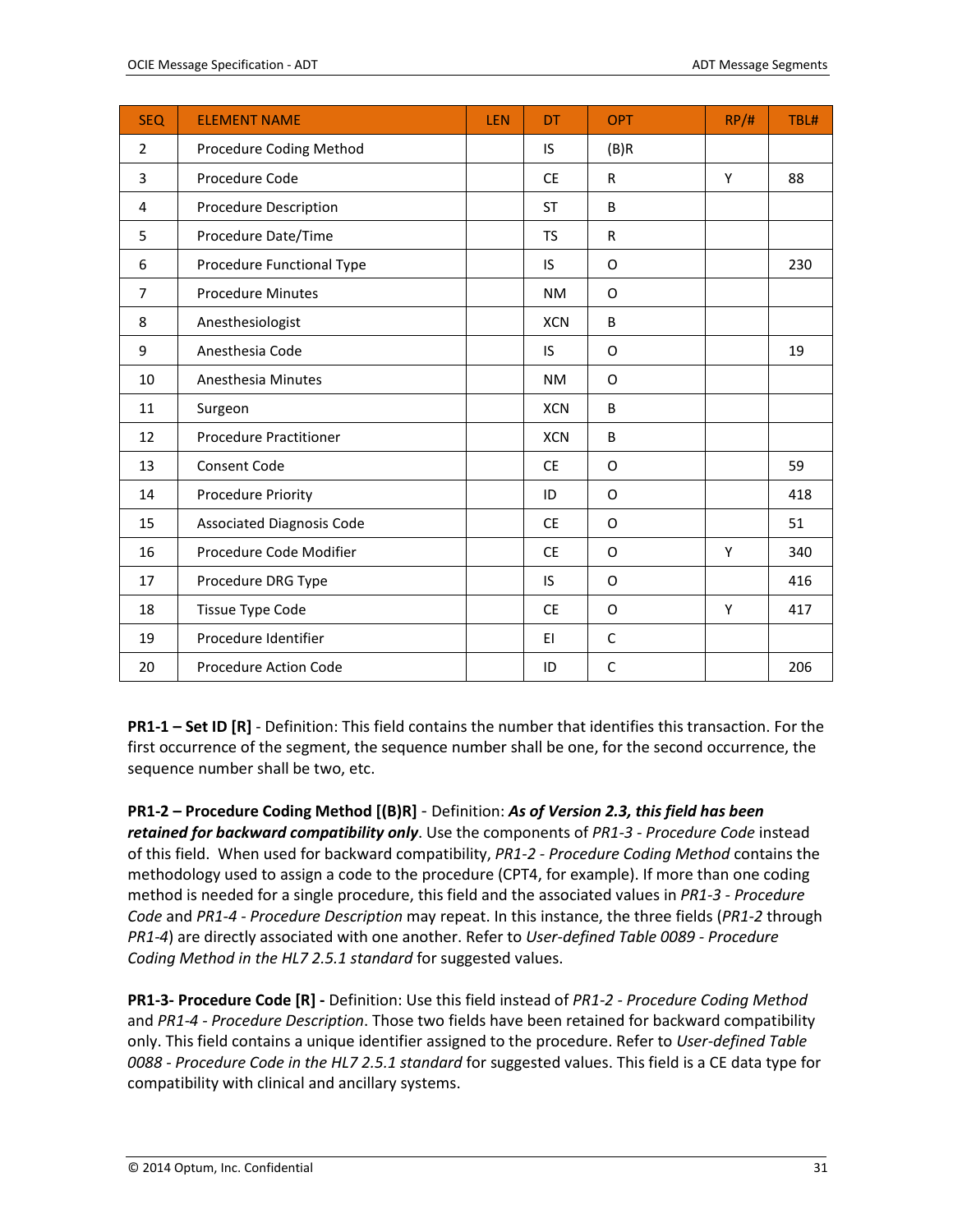| SEQ | ELEMENT NAME | LEN | DT | OPT | RP/# | TBL# |
|---|---|---|---|---|---|---|
| 2 | Procedure Coding Method | | IS | (B)R | | |
| 3 | Procedure Code | | CE | R | Y | 88 |
| 4 | Procedure Description | | ST | B | | |
| 5 | Procedure Date/Time | | TS | R | | |
| 6 | Procedure Functional Type | | IS | O | | 230 |
| 7 | Procedure Minutes | | NM | O | | |
| 8 | Anesthesiologist | | XCN | B | | |
| 9 | Anesthesia Code | | IS | O | | 19 |
| 10 | Anesthesia Minutes | | NM | O | | |
| 11 | Surgeon | | XCN | B | | |
| 12 | Procedure Practitioner | | XCN | B | | |
| 13 | Consent Code | | CE | O | | 59 |
| 14 | Procedure Priority | | ID | O | | 418 |
| 15 | Associated Diagnosis Code | | CE | O | | 51 |
| 16 | Procedure Code Modifier | | CE | O | Y | 340 |
| 17 | Procedure DRG Type | | IS | O | | 416 |
| 18 | Tissue Type Code | | CE | O | Y | 417 |
| 19 | Procedure Identifier | | EI | C | | |
| 20 | Procedure Action Code | | ID | C | | 206 |

**PR1-1 – Set ID [R]** - Definition: This field contains the number that identifies this transaction. For the first occurrence of the segment, the sequence number shall be one, for the second occurrence, the sequence number shall be two, etc.

**PR1-2 – Procedure Coding Method [(B)R]** - Definition: ***As of Version 2.3, this field has been retained for backward compatibility only***. Use the components of *PR1-3 - Procedure Code* instead of this field. When used for backward compatibility, *PR1-2 - Procedure Coding Method* contains the methodology used to assign a code to the procedure (CPT4, for example). If more than one coding method is needed for a single procedure, this field and the associated values in *PR1-3 - Procedure Code* and *PR1-4 - Procedure Description* may repeat. In this instance, the three fields (*PR1-2* through *PR1-4*) are directly associated with one another. Refer to *User-defined Table 0089 - Procedure Coding Method in the HL7 2.5.1 standard* for suggested values.

**PR1-3- Procedure Code [R] -** Definition: Use this field instead of *PR1-2 - Procedure Coding Method* and *PR1-4 - Procedure Description*. Those two fields have been retained for backward compatibility only. This field contains a unique identifier assigned to the procedure. Refer to *User-defined Table 0088 - Procedure Code in the HL7 2.5.1 standard* for suggested values. This field is a CE data type for compatibility with clinical and ancillary systems.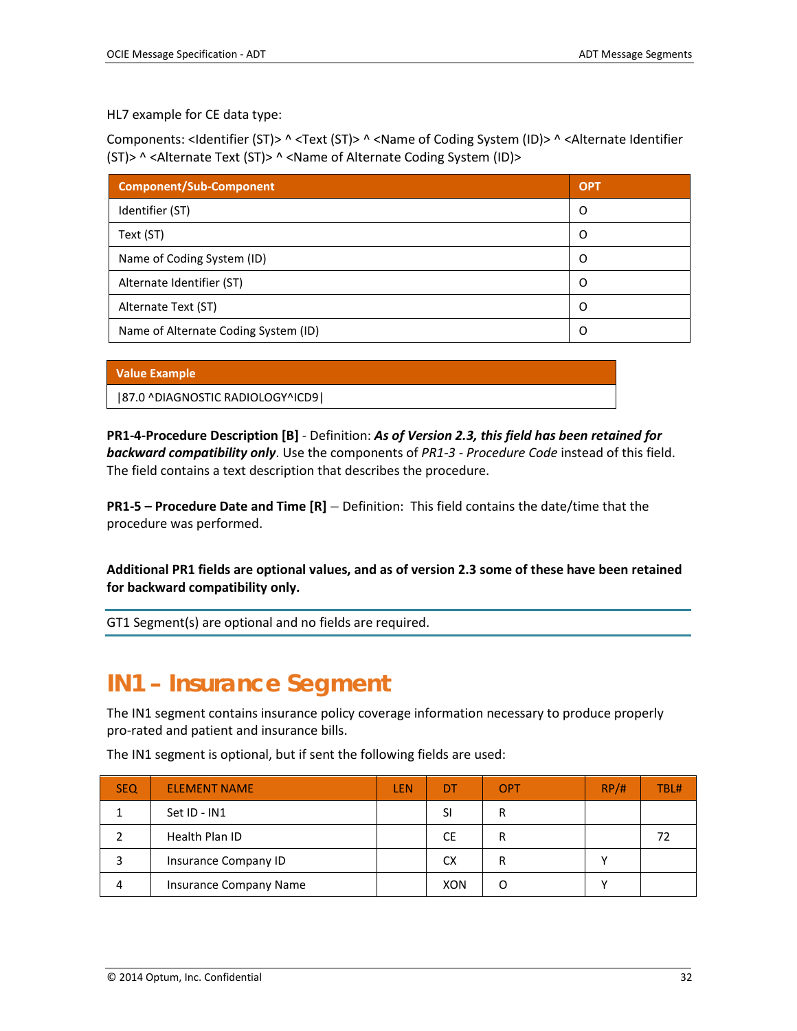HL7 example for CE data type:

Components: <Identifier (ST)> ^ <Text (ST)> ^ <Name of Coding System (ID)> ^ <Alternate Identifier (ST)> ^ <Alternate Text (ST)> ^ <Name of Alternate Coding System (ID)>

| Component/Sub-Component | OPT |
|---|---|
| Identifier (ST) | O |
| Text (ST) | O |
| Name of Coding System (ID) | O |
| Alternate Identifier (ST) | O |
| Alternate Text (ST) | O |
| Name of Alternate Coding System (ID) | O |

| Value Example |
|---|
| \|87.0 ^DIAGNOSTIC RADIOLOGY^ICD9\| |

**PR1-4-Procedure Description [B]** - Definition: ***As of Version 2.3, this field has been retained for backward compatibility only***. Use the components of *PR1-3 - Procedure Code* instead of this field. The field contains a text description that describes the procedure.

**PR1-5 – Procedure Date and Time [R]** – Definition: This field contains the date/time that the procedure was performed.

**Additional PR1 fields are optional values, and as of version 2.3 some of these have been retained for backward compatibility only.**

GT1 Segment(s) are optional and no fields are required.

## IN1 – Insurance Segment

The IN1 segment contains insurance policy coverage information necessary to produce properly pro-rated and patient and insurance bills.

The IN1 segment is optional, but if sent the following fields are used:

| SEQ | ELEMENT NAME | LEN | DT | OPT | RP/# | TBL# |
|---|---|---|---|---|---|---|
| 1 | Set ID - IN1 | | SI | R | | |
| 2 | Health Plan ID | | CE | R | | 72 |
| 3 | Insurance Company ID | | CX | R | Y | |
| 4 | Insurance Company Name | | XON | O | Y | |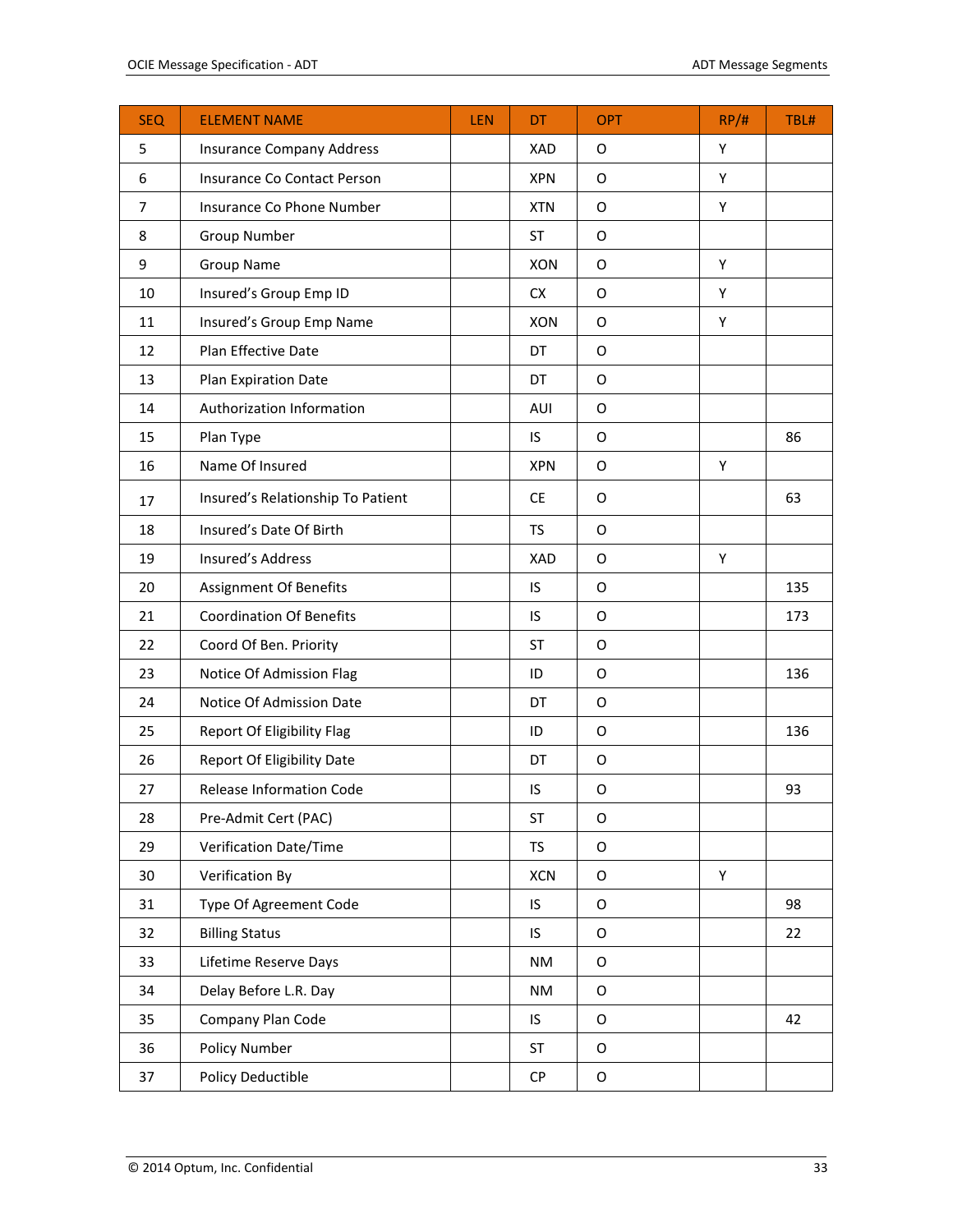| SEQ | ELEMENT NAME | LEN | DT | OPT | RP/# | TBL# |
|---|---|---|---|---|---|---|
| 5 | Insurance Company Address | | XAD | O | Y | |
| 6 | Insurance Co Contact Person | | XPN | O | Y | |
| 7 | Insurance Co Phone Number | | XTN | O | Y | |
| 8 | Group Number | | ST | O | | |
| 9 | Group Name | | XON | O | Y | |
| 10 | Insured’s Group Emp ID | | CX | O | Y | |
| 11 | Insured’s Group Emp Name | | XON | O | Y | |
| 12 | Plan Effective Date | | DT | O | | |
| 13 | Plan Expiration Date | | DT | O | | |
| 14 | Authorization Information | | AUI | O | | |
| 15 | Plan Type | | IS | O | | 86 |
| 16 | Name Of Insured | | XPN | O | Y | |
| 17 | Insured’s Relationship To Patient | | CE | O | | 63 |
| 18 | Insured’s Date Of Birth | | TS | O | | |
| 19 | Insured’s Address | | XAD | O | Y | |
| 20 | Assignment Of Benefits | | IS | O | | 135 |
| 21 | Coordination Of Benefits | | IS | O | | 173 |
| 22 | Coord Of Ben. Priority | | ST | O | | |
| 23 | Notice Of Admission Flag | | ID | O | | 136 |
| 24 | Notice Of Admission Date | | DT | O | | |
| 25 | Report Of Eligibility Flag | | ID | O | | 136 |
| 26 | Report Of Eligibility Date | | DT | O | | |
| 27 | Release Information Code | | IS | O | | 93 |
| 28 | Pre-Admit Cert (PAC) | | ST | O | | |
| 29 | Verification Date/Time | | TS | O | | |
| 30 | Verification By | | XCN | O | Y | |
| 31 | Type Of Agreement Code | | IS | O | | 98 |
| 32 | Billing Status | | IS | O | | 22 |
| 33 | Lifetime Reserve Days | | NM | O | | |
| 34 | Delay Before L.R. Day | | NM | O | | |
| 35 | Company Plan Code | | IS | O | | 42 |
| 36 | Policy Number | | ST | O | | |
| 37 | Policy Deductible | | CP | O | | |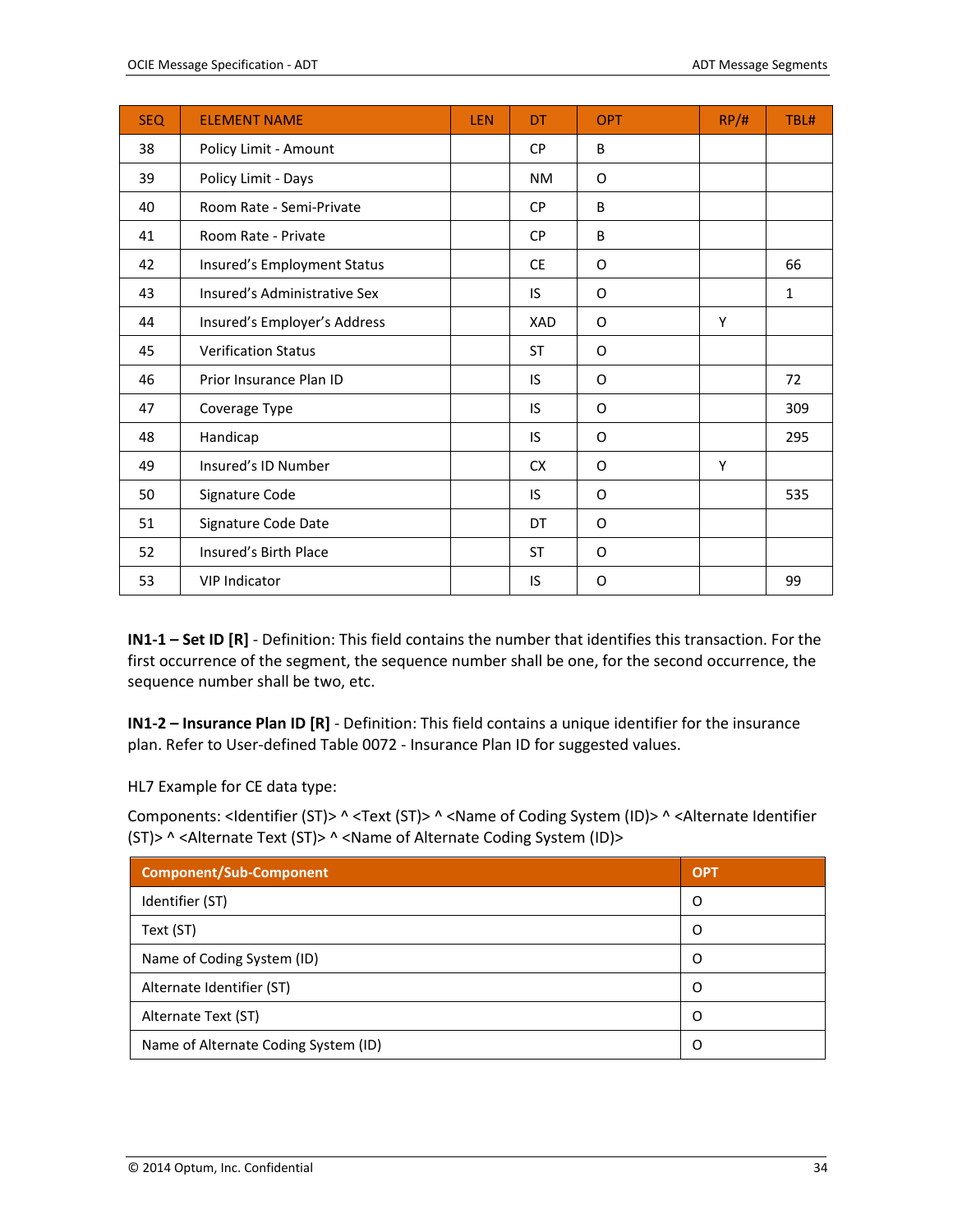| SEQ | ELEMENT NAME | LEN | DT | OPT | RP/# | TBL# |
|---|---|---|---|---|---|---|
| 38 | Policy Limit - Amount | | CP | B | | |
| 39 | Policy Limit - Days | | NM | O | | |
| 40 | Room Rate - Semi-Private | | CP | B | | |
| 41 | Room Rate - Private | | CP | B | | |
| 42 | Insured's Employment Status | | CE | O | | 66 |
| 43 | Insured's Administrative Sex | | IS | O | | 1 |
| 44 | Insured's Employer's Address | | XAD | O | Y | |
| 45 | Verification Status | | ST | O | | |
| 46 | Prior Insurance Plan ID | | IS | O | | 72 |
| 47 | Coverage Type | | IS | O | | 309 |
| 48 | Handicap | | IS | O | | 295 |
| 49 | Insured's ID Number | | CX | O | Y | |
| 50 | Signature Code | | IS | O | | 535 |
| 51 | Signature Code Date | | DT | O | | |
| 52 | Insured's Birth Place | | ST | O | | |
| 53 | VIP Indicator | | IS | O | | 99 |

**IN1-1 – Set ID [R]** - Definition: This field contains the number that identifies this transaction. For the first occurrence of the segment, the sequence number shall be one, for the second occurrence, the sequence number shall be two, etc.

**IN1-2 – Insurance Plan ID [R]** - Definition: This field contains a unique identifier for the insurance plan. Refer to User-defined Table 0072 - Insurance Plan ID for suggested values.

HL7 Example for CE data type:

Components: <Identifier (ST)> ^ <Text (ST)> ^ <Name of Coding System (ID)> ^ <Alternate Identifier (ST)> ^ <Alternate Text (ST)> ^ <Name of Alternate Coding System (ID)>

| Component/Sub-Component | OPT |
|---|---|
| Identifier (ST) | O |
| Text (ST) | O |
| Name of Coding System (ID) | O |
| Alternate Identifier (ST) | O |
| Alternate Text (ST) | O |
| Name of Alternate Coding System (ID) | O |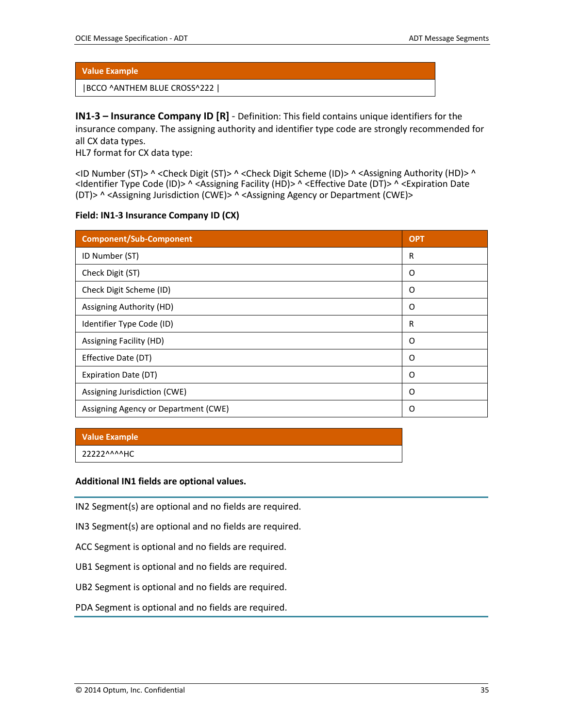| Value Example |
| --- |
| \|BCCO ^ANTHEM BLUE CROSS^222 \| |

**IN1-3 – Insurance Company ID [R]** - Definition: This field contains unique identifiers for the insurance company. The assigning authority and identifier type code are strongly recommended for all CX data types.
HL7 format for CX data type:

<ID Number (ST)> ^ <Check Digit (ST)> ^ <Check Digit Scheme (ID)> ^ <Assigning Authority (HD)> ^ <Identifier Type Code (ID)> ^ <Assigning Facility (HD)> ^ <Effective Date (DT)> ^ <Expiration Date (DT)> ^ <Assigning Jurisdiction (CWE)> ^ <Assigning Agency or Department (CWE)>

**Field: IN1-3 Insurance Company ID (CX)**

| Component/Sub-Component | OPT |
| --- | --- |
| ID Number (ST) | R |
| Check Digit (ST) | O |
| Check Digit Scheme (ID) | O |
| Assigning Authority (HD) | O |
| Identifier Type Code (ID) | R |
| Assigning Facility (HD) | O |
| Effective Date (DT) | O |
| Expiration Date (DT) | O |
| Assigning Jurisdiction (CWE) | O |
| Assigning Agency or Department (CWE) | O |

| Value Example |
| --- |
| 22222^^^^HC |

**Additional IN1 fields are optional values.**

---

IN2 Segment(s) are optional and no fields are required.

IN3 Segment(s) are optional and no fields are required.

ACC Segment is optional and no fields are required.

UB1 Segment is optional and no fields are required.

UB2 Segment is optional and no fields are required.

PDA Segment is optional and no fields are required.

---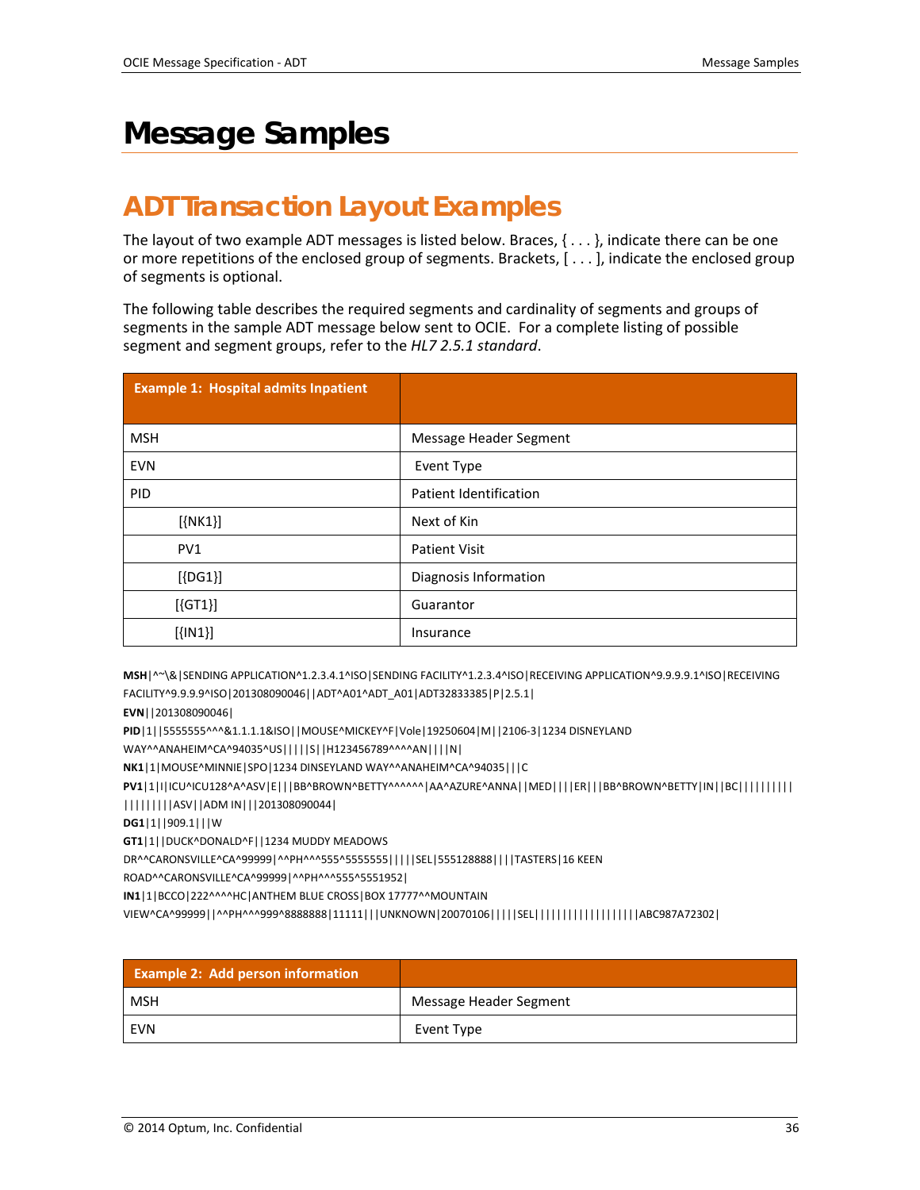# Message Samples

## ADT Transaction Layout Examples

The layout of two example ADT messages is listed below. Braces, { . . . }, indicate there can be one or more repetitions of the enclosed group of segments. Brackets, [ . . . ], indicate the enclosed group of segments is optional.

The following table describes the required segments and cardinality of segments and groups of segments in the sample ADT message below sent to OCIE. For a complete listing of possible segment and segment groups, refer to the *HL7 2.5.1 standard*.

| Example 1: Hospital admits Inpatient | |
|---|---|
| MSH | Message Header Segment |
| EVN | Event Type |
| PID | Patient Identification |
| [{NK1}] | Next of Kin |
| PV1 | Patient Visit |
| [{DG1}] | Diagnosis Information |
| [{GT1}] | Guarantor |
| [{IN1}] | Insurance |

**MSH**|^~\&|SENDING APPLICATION^1.2.3.4.1^ISO|SENDING FACILITY^1.2.3.4^ISO|RECEIVING APPLICATION^9.9.9.9.1^ISO|RECEIVING FACILITY^9.9.9.9^ISO|201308090046||ADT^A01^ADT_A01|ADT32833385|P|2.5.1|

**EVN**||201308090046|

**PID**|1||5555555^^^&1.1.1.1&ISO||MOUSE^MICKEY^F|Vole|19250604|M||2106-3|1234 DISNEYLAND WAY^^ANAHEIM^CA^94035^US|||||S||H123456789^^^^AN||||N|

**NK1**|1|MOUSE^MINNIE|SPO|1234 DINSEYLAND WAY^^ANAHEIM^CA^94035|||C

**PV1**|1|I|ICU^ICU128^A^ASV|E|||BB^BROWN^BETTY^^^^^^|AA^AZURE^ANNA||MED||||ER|||BB^BROWN^BETTY|IN||BC||||||||||||||||||||ASV||ADM IN|||201308090044|

**DG1**|1||909.1|||W

**GT1**|1||DUCK^DONALD^F||1234 MUDDY MEADOWS DR^^CARONSVILLE^CA^99999|^^PH^^^555^5555555|||||SEL|555128888||||TASTERS|16 KEEN ROAD^^CARONSVILLE^CA^99999|^^PH^^^555^5551952|

**IN1**|1|BCCO|222^^^^HC|ANTHEM BLUE CROSS|BOX 17777^^MOUNTAIN VIEW^CA^99999||^^PH^^^999^8888888|11111|||UNKNOWN|20070106|||||SEL|||||||||||||||||||ABC987A72302|

| Example 2: Add person information | |
|---|---|
| MSH | Message Header Segment |
| EVN | Event Type |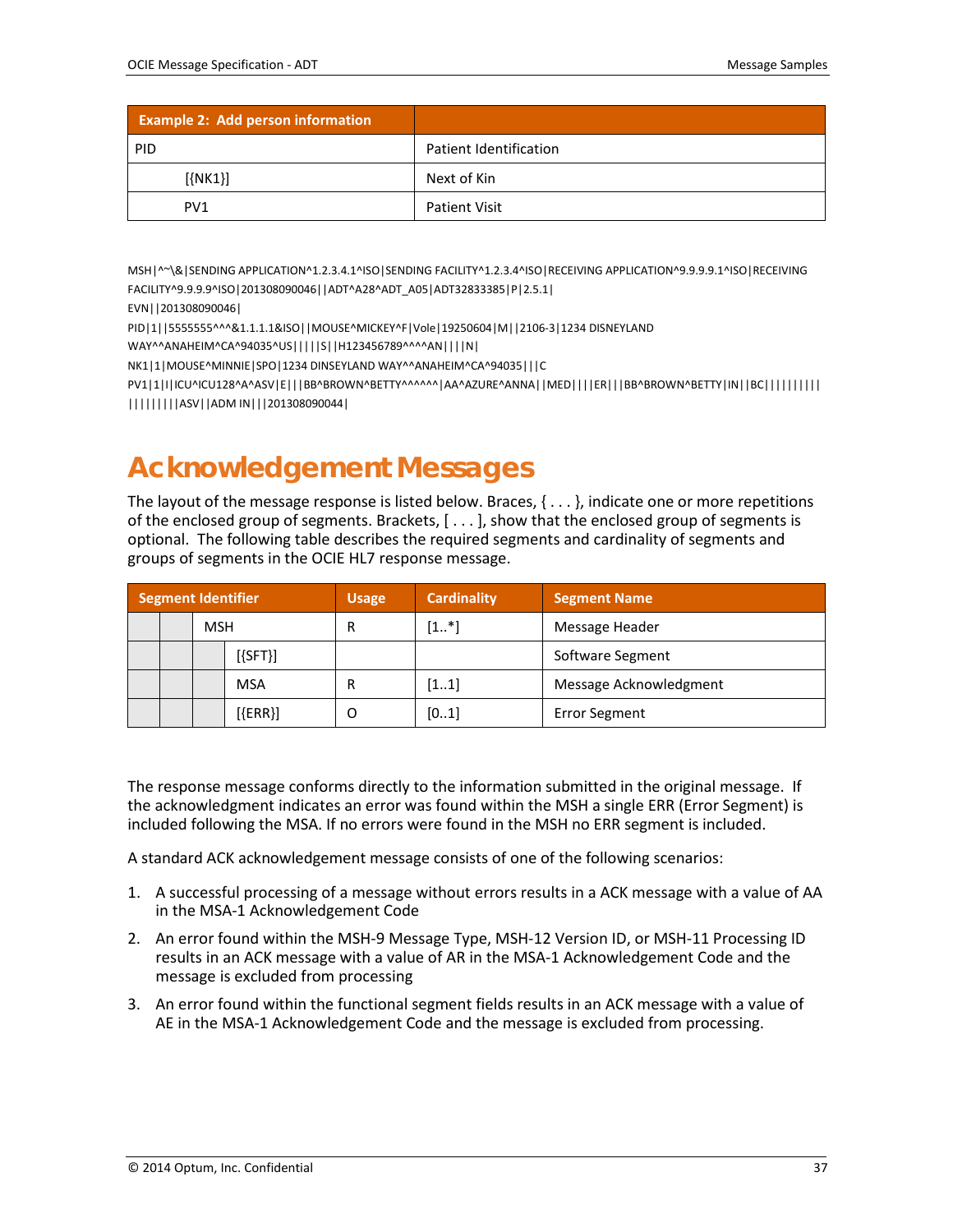| Example 2: Add person information | |
|---|---|
| PID | Patient Identification |
| [{NK1}] | Next of Kin |
| PV1 | Patient Visit |

```
MSH|^~\&|SENDING APPLICATION^1.2.3.4.1^ISO|SENDING FACILITY^1.2.3.4^ISO|RECEIVING APPLICATION^9.9.9.9.1^ISO|RECEIVING FACILITY^9.9.9.9^ISO|201308090046||ADT^A28^ADT_A05|ADT32833385|P|2.5.1|
EVN||201308090046|
PID|1||5555555^^^&1.1.1.1&ISO||MOUSE^MICKEY^F|Vole|19250604|M||2106-3|1234 DISNEYLAND WAY^^ANAHEIM^CA^94035^US|||||S||H123456789^^^^AN||||N|
NK1|1|MOUSE^MINNIE|SPO|1234 DINSEYLAND WAY^^ANAHEIM^CA^94035|||C
PV1|1|I||ICU^ICU128^A^ASV|E|||BB^BROWN^BETTY^^^^^^|AA^AZURE^ANNA||MED||||ER|||BB^BROWN^BETTY|IN||BC||||||||||||||||||ASV||ADM IN|||201308090044|
```

# Acknowledgement Messages

The layout of the message response is listed below. Braces, { . . . }, indicate one or more repetitions of the enclosed group of segments. Brackets, [ . . . ], show that the enclosed group of segments is optional. The following table describes the required segments and cardinality of segments and groups of segments in the OCIE HL7 response message.

| Segment Identifier | Usage | Cardinality | Segment Name |
|---|---|---|---|
| MSH | R | [1..*] | Message Header |
| [{SFT}] | | | Software Segment |
| MSA | R | [1..1] | Message Acknowledgment |
| [{ERR}] | O | [0..1] | Error Segment |

The response message conforms directly to the information submitted in the original message. If the acknowledgment indicates an error was found within the MSH a single ERR (Error Segment) is included following the MSA. If no errors were found in the MSH no ERR segment is included.

A standard ACK acknowledgement message consists of one of the following scenarios:

1. A successful processing of a message without errors results in a ACK message with a value of AA in the MSA-1 Acknowledgement Code
2. An error found within the MSH-9 Message Type, MSH-12 Version ID, or MSH-11 Processing ID results in an ACK message with a value of AR in the MSA-1 Acknowledgement Code and the message is excluded from processing
3. An error found within the functional segment fields results in an ACK message with a value of AE in the MSA-1 Acknowledgement Code and the message is excluded from processing.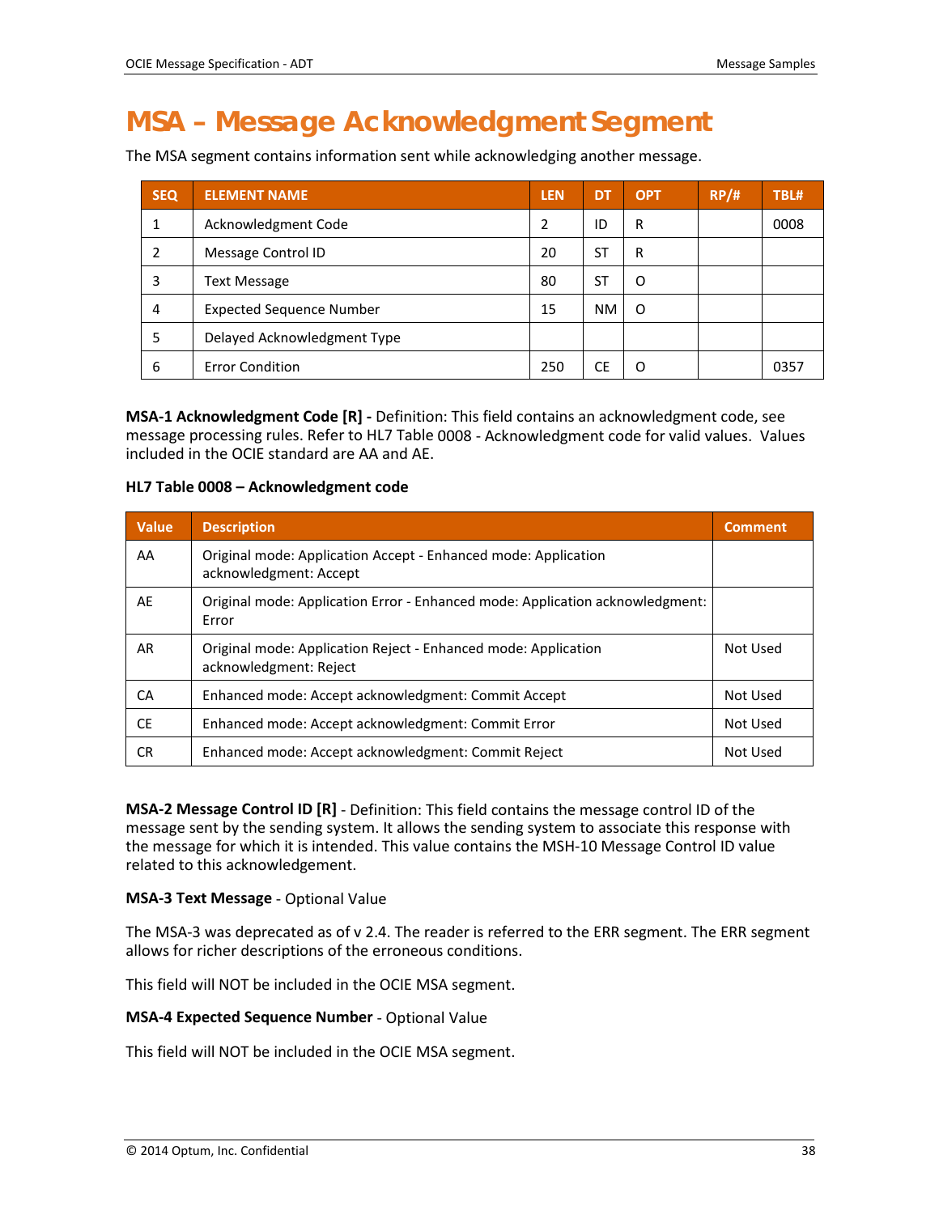# MSA – Message Acknowledgment Segment

The MSA segment contains information sent while acknowledging another message.

| SEQ | ELEMENT NAME | LEN | DT | OPT | RP/# | TBL# |
|---|---|---|---|---|---|---|
| 1 | Acknowledgment Code | 2 | ID | R | | 0008 |
| 2 | Message Control ID | 20 | ST | R | | |
| 3 | Text Message | 80 | ST | O | | |
| 4 | Expected Sequence Number | 15 | NM | O | | |
| 5 | Delayed Acknowledgment Type | | | | | |
| 6 | Error Condition | 250 | CE | O | | 0357 |

**MSA-1 Acknowledgment Code [R] -** Definition: This field contains an acknowledgment code, see message processing rules. Refer to HL7 Table 0008 - Acknowledgment code for valid values. Values included in the OCIE standard are AA and AE.

**HL7 Table 0008 – Acknowledgment code**

| Value | Description | Comment |
|---|---|---|
| AA | Original mode: Application Accept - Enhanced mode: Application acknowledgment: Accept | |
| AE | Original mode: Application Error - Enhanced mode: Application acknowledgment: Error | |
| AR | Original mode: Application Reject - Enhanced mode: Application acknowledgment: Reject | Not Used |
| CA | Enhanced mode: Accept acknowledgment: Commit Accept | Not Used |
| CE | Enhanced mode: Accept acknowledgment: Commit Error | Not Used |
| CR | Enhanced mode: Accept acknowledgment: Commit Reject | Not Used |

**MSA-2 Message Control ID [R]** - Definition: This field contains the message control ID of the message sent by the sending system. It allows the sending system to associate this response with the message for which it is intended. This value contains the MSH-10 Message Control ID value related to this acknowledgement.

**MSA-3 Text Message** - Optional Value

The MSA-3 was deprecated as of v 2.4. The reader is referred to the ERR segment. The ERR segment allows for richer descriptions of the erroneous conditions.

This field will NOT be included in the OCIE MSA segment.

**MSA-4 Expected Sequence Number** - Optional Value

This field will NOT be included in the OCIE MSA segment.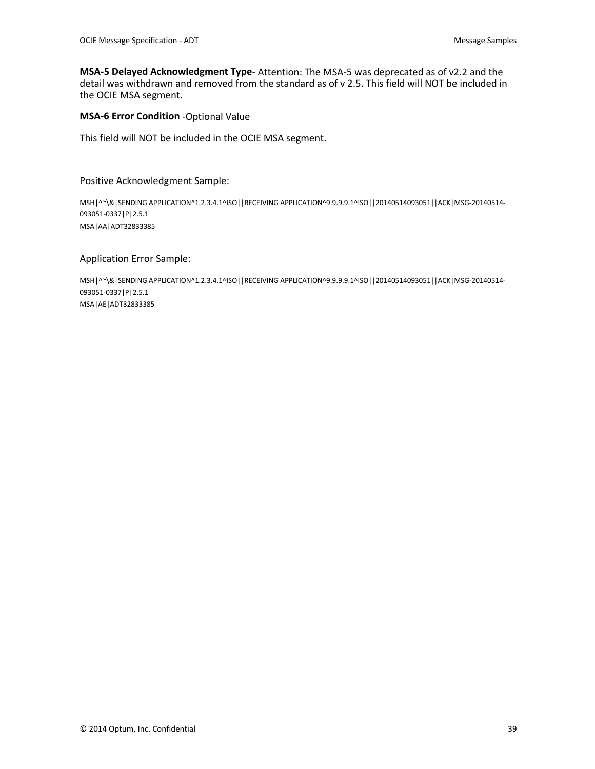**MSA-5 Delayed Acknowledgment Type**- Attention: The MSA-5 was deprecated as of v2.2 and the detail was withdrawn and removed from the standard as of v 2.5. This field will NOT be included in the OCIE MSA segment.

**MSA-6 Error Condition** -Optional Value

This field will NOT be included in the OCIE MSA segment.

Positive Acknowledgment Sample:

```
MSH|^~\&|SENDING APPLICATION^1.2.3.4.1^ISO||RECEIVING APPLICATION^9.9.9.9.1^ISO||20140514093051||ACK|MSG-20140514-093051-0337|P|2.5.1
MSA|AA|ADT32833385
```

Application Error Sample:

```
MSH|^~\&|SENDING APPLICATION^1.2.3.4.1^ISO||RECEIVING APPLICATION^9.9.9.9.1^ISO||20140514093051||ACK|MSG-20140514-093051-0337|P|2.5.1
MSA|AE|ADT32833385
```